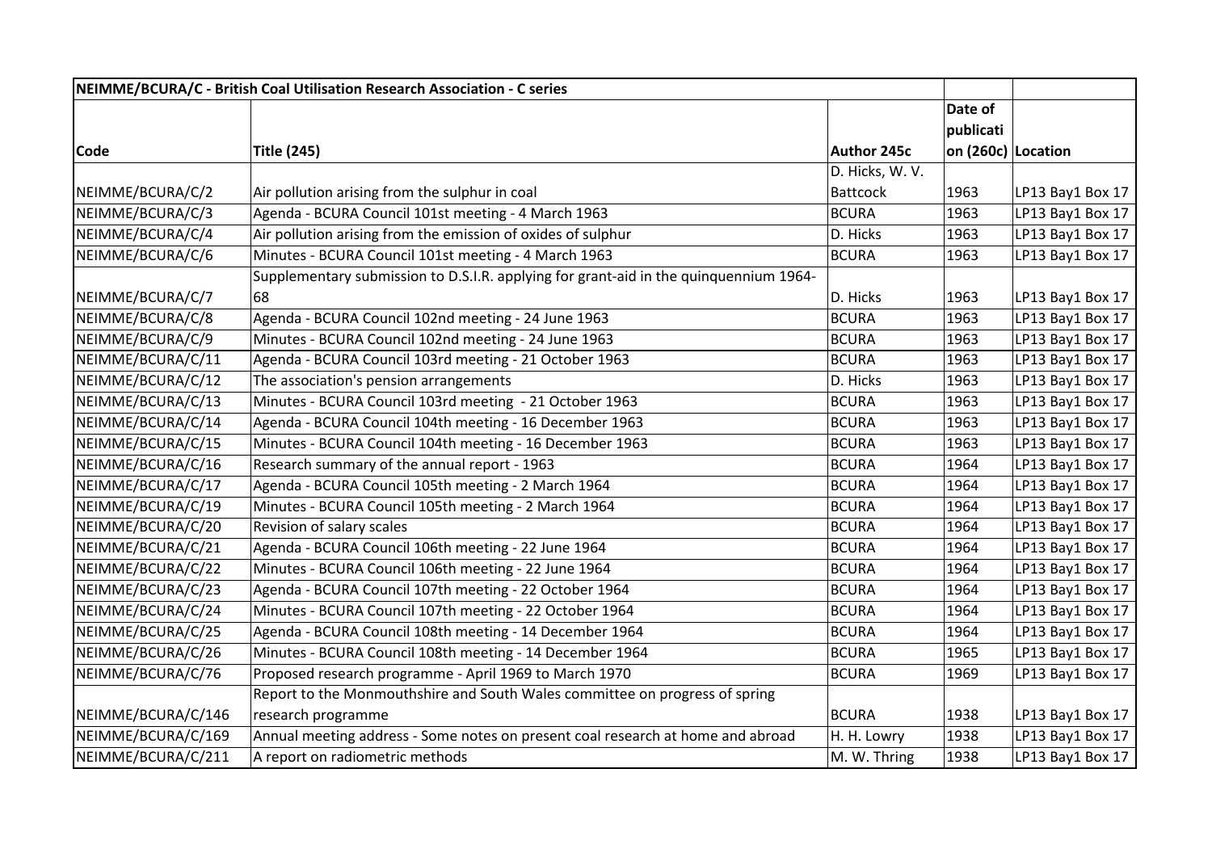| NEIMME/BCURA/C - British Coal Utilisation Research Association - C series | | | | |
|---|---|---|---|---|
| Code | Title (245) | Author 245c | Date of publication (260c) | Location |
| NEIMME/BCURA/C/2 | Air pollution arising from the sulphur in coal | D. Hicks, W. V. Battcock | 1963 | LP13 Bay1 Box 17 |
| NEIMME/BCURA/C/3 | Agenda - BCURA Council 101st meeting - 4 March 1963 | BCURA | 1963 | LP13 Bay1 Box 17 |
| NEIMME/BCURA/C/4 | Air pollution arising from the emission of oxides of sulphur | D. Hicks | 1963 | LP13 Bay1 Box 17 |
| NEIMME/BCURA/C/6 | Minutes - BCURA Council 101st meeting - 4 March 1963 | BCURA | 1963 | LP13 Bay1 Box 17 |
| NEIMME/BCURA/C/7 | Supplementary submission to D.S.I.R. applying for grant-aid in the quinquennium 1964-68 | D. Hicks | 1963 | LP13 Bay1 Box 17 |
| NEIMME/BCURA/C/8 | Agenda - BCURA Council 102nd meeting - 24 June 1963 | BCURA | 1963 | LP13 Bay1 Box 17 |
| NEIMME/BCURA/C/9 | Minutes - BCURA Council 102nd meeting - 24 June 1963 | BCURA | 1963 | LP13 Bay1 Box 17 |
| NEIMME/BCURA/C/11 | Agenda - BCURA Council 103rd meeting - 21 October 1963 | BCURA | 1963 | LP13 Bay1 Box 17 |
| NEIMME/BCURA/C/12 | The association's pension arrangements | D. Hicks | 1963 | LP13 Bay1 Box 17 |
| NEIMME/BCURA/C/13 | Minutes - BCURA Council 103rd meeting - 21 October 1963 | BCURA | 1963 | LP13 Bay1 Box 17 |
| NEIMME/BCURA/C/14 | Agenda - BCURA Council 104th meeting - 16 December 1963 | BCURA | 1963 | LP13 Bay1 Box 17 |
| NEIMME/BCURA/C/15 | Minutes - BCURA Council 104th meeting - 16 December 1963 | BCURA | 1963 | LP13 Bay1 Box 17 |
| NEIMME/BCURA/C/16 | Research summary of the annual report - 1963 | BCURA | 1964 | LP13 Bay1 Box 17 |
| NEIMME/BCURA/C/17 | Agenda - BCURA Council 105th meeting - 2 March 1964 | BCURA | 1964 | LP13 Bay1 Box 17 |
| NEIMME/BCURA/C/19 | Minutes - BCURA Council 105th meeting - 2 March 1964 | BCURA | 1964 | LP13 Bay1 Box 17 |
| NEIMME/BCURA/C/20 | Revision of salary scales | BCURA | 1964 | LP13 Bay1 Box 17 |
| NEIMME/BCURA/C/21 | Agenda - BCURA Council 106th meeting - 22 June 1964 | BCURA | 1964 | LP13 Bay1 Box 17 |
| NEIMME/BCURA/C/22 | Minutes - BCURA Council 106th meeting - 22 June 1964 | BCURA | 1964 | LP13 Bay1 Box 17 |
| NEIMME/BCURA/C/23 | Agenda - BCURA Council 107th meeting - 22 October 1964 | BCURA | 1964 | LP13 Bay1 Box 17 |
| NEIMME/BCURA/C/24 | Minutes - BCURA Council 107th meeting - 22 October 1964 | BCURA | 1964 | LP13 Bay1 Box 17 |
| NEIMME/BCURA/C/25 | Agenda - BCURA Council 108th meeting - 14 December 1964 | BCURA | 1964 | LP13 Bay1 Box 17 |
| NEIMME/BCURA/C/26 | Minutes - BCURA Council 108th meeting - 14 December 1964 | BCURA | 1965 | LP13 Bay1 Box 17 |
| NEIMME/BCURA/C/76 | Proposed research programme - April 1969 to March 1970 | BCURA | 1969 | LP13 Bay1 Box 17 |
| NEIMME/BCURA/C/146 | Report to the Monmouthshire and South Wales committee on progress of spring research programme | BCURA | 1938 | LP13 Bay1 Box 17 |
| NEIMME/BCURA/C/169 | Annual meeting address - Some notes on present coal research at home and abroad | H. H. Lowry | 1938 | LP13 Bay1 Box 17 |
| NEIMME/BCURA/C/211 | A report on radiometric methods | M. W. Thring | 1938 | LP13 Bay1 Box 17 |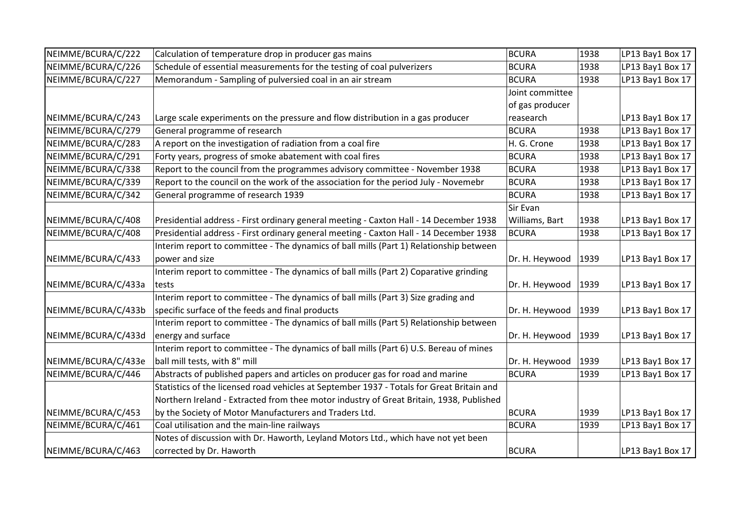| | | | | |
|---|---|---|---|---|
| NEIMME/BCURA/C/222 | Calculation of temperature drop in producer gas mains | BCURA | 1938 | LP13 Bay1 Box 17 |
| NEIMME/BCURA/C/226 | Schedule of essential measurements for the testing of coal pulverizers | BCURA | 1938 | LP13 Bay1 Box 17 |
| NEIMME/BCURA/C/227 | Memorandum - Sampling of pulversied coal in an air stream | BCURA | 1938 | LP13 Bay1 Box 17 |
| NEIMME/BCURA/C/243 | Large scale experiments on the pressure and flow distribution in a gas producer | Joint committee of gas producer reasearch | | LP13 Bay1 Box 17 |
| NEIMME/BCURA/C/279 | General programme of research | BCURA | 1938 | LP13 Bay1 Box 17 |
| NEIMME/BCURA/C/283 | A report on the investigation of radiation from a coal fire | H. G. Crone | 1938 | LP13 Bay1 Box 17 |
| NEIMME/BCURA/C/291 | Forty years, progress of smoke abatement with coal fires | BCURA | 1938 | LP13 Bay1 Box 17 |
| NEIMME/BCURA/C/338 | Report to the council from the programmes advisory committee - November 1938 | BCURA | 1938 | LP13 Bay1 Box 17 |
| NEIMME/BCURA/C/339 | Report to the council on the work of the association for the period July - Novemebr | BCURA | 1938 | LP13 Bay1 Box 17 |
| NEIMME/BCURA/C/342 | General programme of research 1939 | BCURA | 1938 | LP13 Bay1 Box 17 |
| NEIMME/BCURA/C/408 | Presidential address - First ordinary general meeting - Caxton Hall - 14 December 1938 | Sir Evan Williams, Bart | 1938 | LP13 Bay1 Box 17 |
| NEIMME/BCURA/C/408 | Presidential address - First ordinary general meeting - Caxton Hall - 14 December 1938 | BCURA | 1938 | LP13 Bay1 Box 17 |
| NEIMME/BCURA/C/433 | Interim report to committee - The dynamics of ball mills (Part 1) Relationship between power and size | Dr. H. Heywood | 1939 | LP13 Bay1 Box 17 |
| NEIMME/BCURA/C/433a | Interim report to committee - The dynamics of ball mills (Part 2) Coparative grinding tests | Dr. H. Heywood | 1939 | LP13 Bay1 Box 17 |
| NEIMME/BCURA/C/433b | Interim report to committee - The dynamics of ball mills (Part 3) Size grading and specific surface of the feeds and final products | Dr. H. Heywood | 1939 | LP13 Bay1 Box 17 |
| NEIMME/BCURA/C/433d | Interim report to committee - The dynamics of ball mills (Part 5) Relationship between energy and surface | Dr. H. Heywood | 1939 | LP13 Bay1 Box 17 |
| NEIMME/BCURA/C/433e | Interim report to committee - The dynamics of ball mills (Part 6) U.S. Bereau of mines ball mill tests, with 8" mill | Dr. H. Heywood | 1939 | LP13 Bay1 Box 17 |
| NEIMME/BCURA/C/446 | Abstracts of published papers and articles on producer gas for road and marine | BCURA | 1939 | LP13 Bay1 Box 17 |
| NEIMME/BCURA/C/453 | Statistics of the licensed road vehicles at September 1937 - Totals for Great Britain and Northern Ireland - Extracted from thee motor industry of Great Britain, 1938, Published by the Society of Motor Manufacturers and Traders Ltd. | BCURA | 1939 | LP13 Bay1 Box 17 |
| NEIMME/BCURA/C/461 | Coal utilisation and the main-line railways | BCURA | 1939 | LP13 Bay1 Box 17 |
| NEIMME/BCURA/C/463 | Notes of discussion with Dr. Haworth, Leyland Motors Ltd., which have not yet been corrected by Dr. Haworth | BCURA | | LP13 Bay1 Box 17 |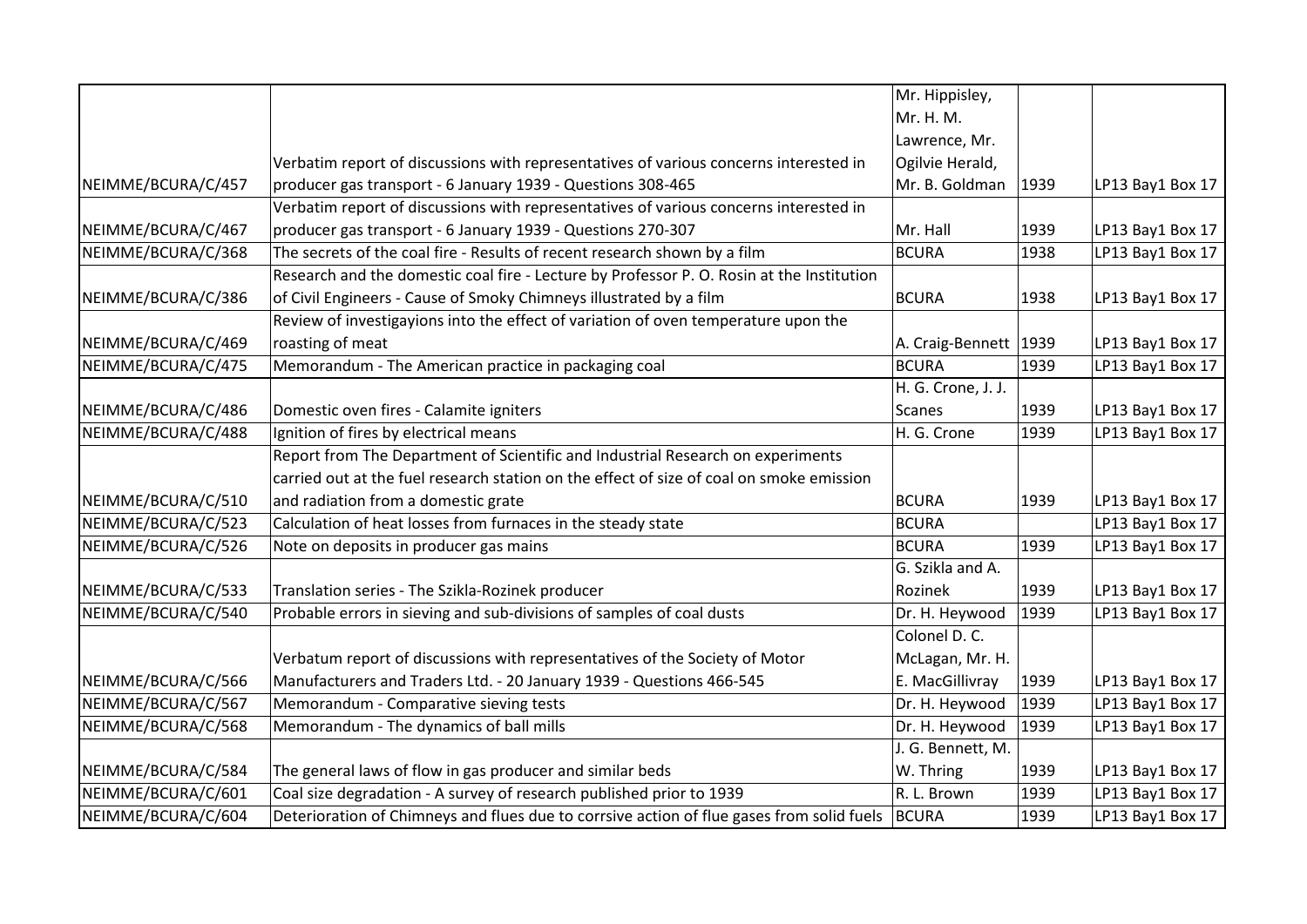| | | | | |
|---|---|---|---|---|
| NEIMME/BCURA/C/457 | Verbatim report of discussions with representatives of various concerns interested in producer gas transport - 6 January 1939 - Questions 308-465 | Mr. Hippisley, Mr. H. M. Lawrence, Mr. Ogilvie Herald, Mr. B. Goldman | 1939 | LP13 Bay1 Box 17 |
| NEIMME/BCURA/C/467 | Verbatim report of discussions with representatives of various concerns interested in producer gas transport - 6 January 1939 - Questions 270-307 | Mr. Hall | 1939 | LP13 Bay1 Box 17 |
| NEIMME/BCURA/C/368 | The secrets of the coal fire - Results of recent research shown by a film | BCURA | 1938 | LP13 Bay1 Box 17 |
| NEIMME/BCURA/C/386 | Research and the domestic coal fire - Lecture by Professor P. O. Rosin at the Institution of Civil Engineers - Cause of Smoky Chimneys illustrated by a film | BCURA | 1938 | LP13 Bay1 Box 17 |
| NEIMME/BCURA/C/469 | Review of investigayions into the effect of variation of oven temperature upon the roasting of meat | A. Craig-Bennett | 1939 | LP13 Bay1 Box 17 |
| NEIMME/BCURA/C/475 | Memorandum - The American practice in packaging coal | BCURA | 1939 | LP13 Bay1 Box 17 |
| NEIMME/BCURA/C/486 | Domestic oven fires - Calamite igniters | H. G. Crone, J. J. Scanes | 1939 | LP13 Bay1 Box 17 |
| NEIMME/BCURA/C/488 | Ignition of fires by electrical means | H. G. Crone | 1939 | LP13 Bay1 Box 17 |
| NEIMME/BCURA/C/510 | Report from The Department of Scientific and Industrial Research on experiments carried out at the fuel research station on the effect of size of coal on smoke emission and radiation from a domestic grate | BCURA | 1939 | LP13 Bay1 Box 17 |
| NEIMME/BCURA/C/523 | Calculation of heat losses from furnaces in the steady state | BCURA | | LP13 Bay1 Box 17 |
| NEIMME/BCURA/C/526 | Note on deposits in producer gas mains | BCURA | 1939 | LP13 Bay1 Box 17 |
| NEIMME/BCURA/C/533 | Translation series - The Szikla-Rozinek producer | G. Szikla and A. Rozinek | 1939 | LP13 Bay1 Box 17 |
| NEIMME/BCURA/C/540 | Probable errors in sieving and sub-divisions of samples of coal dusts | Dr. H. Heywood | 1939 | LP13 Bay1 Box 17 |
| NEIMME/BCURA/C/566 | Verbatum report of discussions with representatives of the Society of Motor Manufacturers and Traders Ltd. - 20 January 1939 - Questions 466-545 | Colonel D. C. McLagan, Mr. H. E. MacGillivray | 1939 | LP13 Bay1 Box 17 |
| NEIMME/BCURA/C/567 | Memorandum - Comparative sieving tests | Dr. H. Heywood | 1939 | LP13 Bay1 Box 17 |
| NEIMME/BCURA/C/568 | Memorandum - The dynamics of ball mills | Dr. H. Heywood | 1939 | LP13 Bay1 Box 17 |
| NEIMME/BCURA/C/584 | The general laws of flow in gas producer and similar beds | J. G. Bennett, M. W. Thring | 1939 | LP13 Bay1 Box 17 |
| NEIMME/BCURA/C/601 | Coal size degradation - A survey of research published prior to 1939 | R. L. Brown | 1939 | LP13 Bay1 Box 17 |
| NEIMME/BCURA/C/604 | Deterioration of Chimneys and flues due to corrsive action of flue gases from solid fuels | BCURA | 1939 | LP13 Bay1 Box 17 |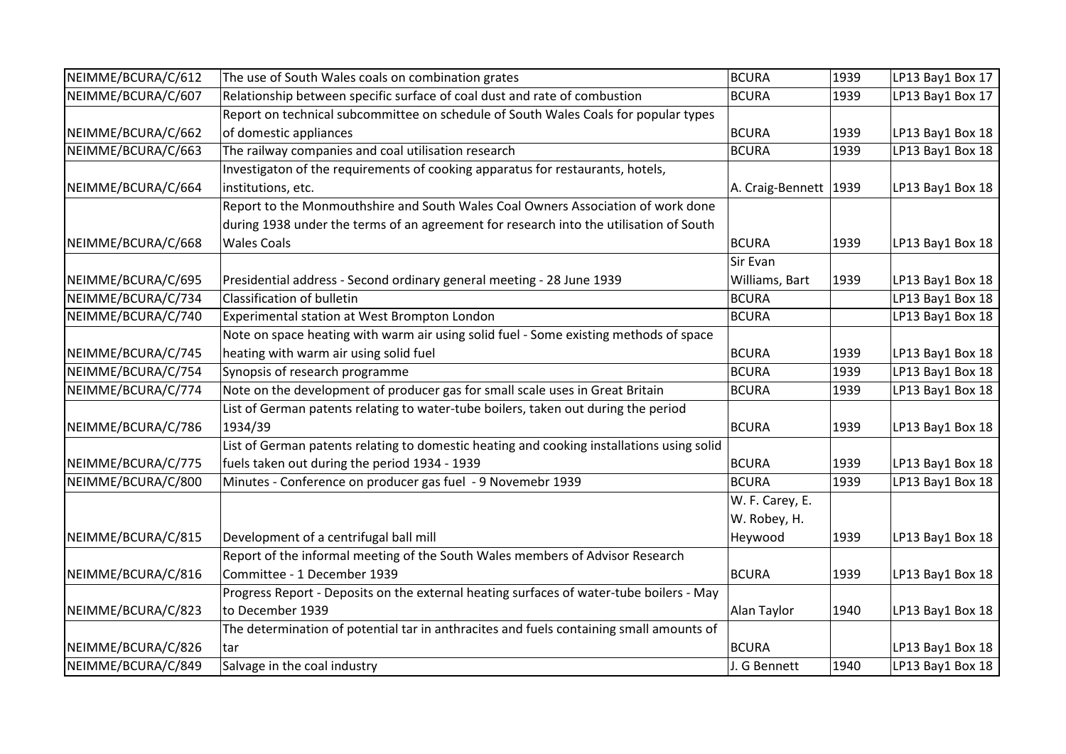| | | | | |
|---|---|---|---|---|
| NEIMME/BCURA/C/612 | The use of South Wales coals on combination grates | BCURA | 1939 | LP13 Bay1 Box 17 |
| NEIMME/BCURA/C/607 | Relationship between specific surface of coal dust and rate of combustion | BCURA | 1939 | LP13 Bay1 Box 17 |
| NEIMME/BCURA/C/662 | Report on technical subcommittee on schedule of South Wales Coals for popular types of domestic appliances | BCURA | 1939 | LP13 Bay1 Box 18 |
| NEIMME/BCURA/C/663 | The railway companies and coal utilisation research | BCURA | 1939 | LP13 Bay1 Box 18 |
| NEIMME/BCURA/C/664 | Investigaton of the requirements of cooking apparatus for restaurants, hotels, institutions, etc. | A. Craig-Bennett | 1939 | LP13 Bay1 Box 18 |
| NEIMME/BCURA/C/668 | Report to the Monmouthshire and South Wales Coal Owners Association of work done during 1938 under the terms of an agreement for research into the utilisation of South Wales Coals | BCURA | 1939 | LP13 Bay1 Box 18 |
| NEIMME/BCURA/C/695 | Presidential address - Second ordinary general meeting - 28 June 1939 | Sir Evan Williams, Bart | 1939 | LP13 Bay1 Box 18 |
| NEIMME/BCURA/C/734 | Classification of bulletin | BCURA | | LP13 Bay1 Box 18 |
| NEIMME/BCURA/C/740 | Experimental station at West Brompton London | BCURA | | LP13 Bay1 Box 18 |
| NEIMME/BCURA/C/745 | Note on space heating with warm air using solid fuel - Some existing methods of space heating with warm air using solid fuel | BCURA | 1939 | LP13 Bay1 Box 18 |
| NEIMME/BCURA/C/754 | Synopsis of research programme | BCURA | 1939 | LP13 Bay1 Box 18 |
| NEIMME/BCURA/C/774 | Note on the development of producer gas for small scale uses in Great Britain | BCURA | 1939 | LP13 Bay1 Box 18 |
| NEIMME/BCURA/C/786 | List of German patents relating to water-tube boilers, taken out during the period 1934/39 | BCURA | 1939 | LP13 Bay1 Box 18 |
| NEIMME/BCURA/C/775 | List of German patents relating to domestic heating and cooking installations using solid fuels taken out during the period 1934 - 1939 | BCURA | 1939 | LP13 Bay1 Box 18 |
| NEIMME/BCURA/C/800 | Minutes - Conference on producer gas fuel - 9 Novemebr 1939 | BCURA | 1939 | LP13 Bay1 Box 18 |
| NEIMME/BCURA/C/815 | Development of a centrifugal ball mill | W. F. Carey, E. W. Robey, H. Heywood | 1939 | LP13 Bay1 Box 18 |
| NEIMME/BCURA/C/816 | Report of the informal meeting of the South Wales members of Advisor Research Committee - 1 December 1939 | BCURA | 1939 | LP13 Bay1 Box 18 |
| NEIMME/BCURA/C/823 | Progress Report - Deposits on the external heating surfaces of water-tube boilers - May to December 1939 | Alan Taylor | 1940 | LP13 Bay1 Box 18 |
| NEIMME/BCURA/C/826 | The determination of potential tar in anthracites and fuels containing small amounts of tar | BCURA | | LP13 Bay1 Box 18 |
| NEIMME/BCURA/C/849 | Salvage in the coal industry | J. G Bennett | 1940 | LP13 Bay1 Box 18 |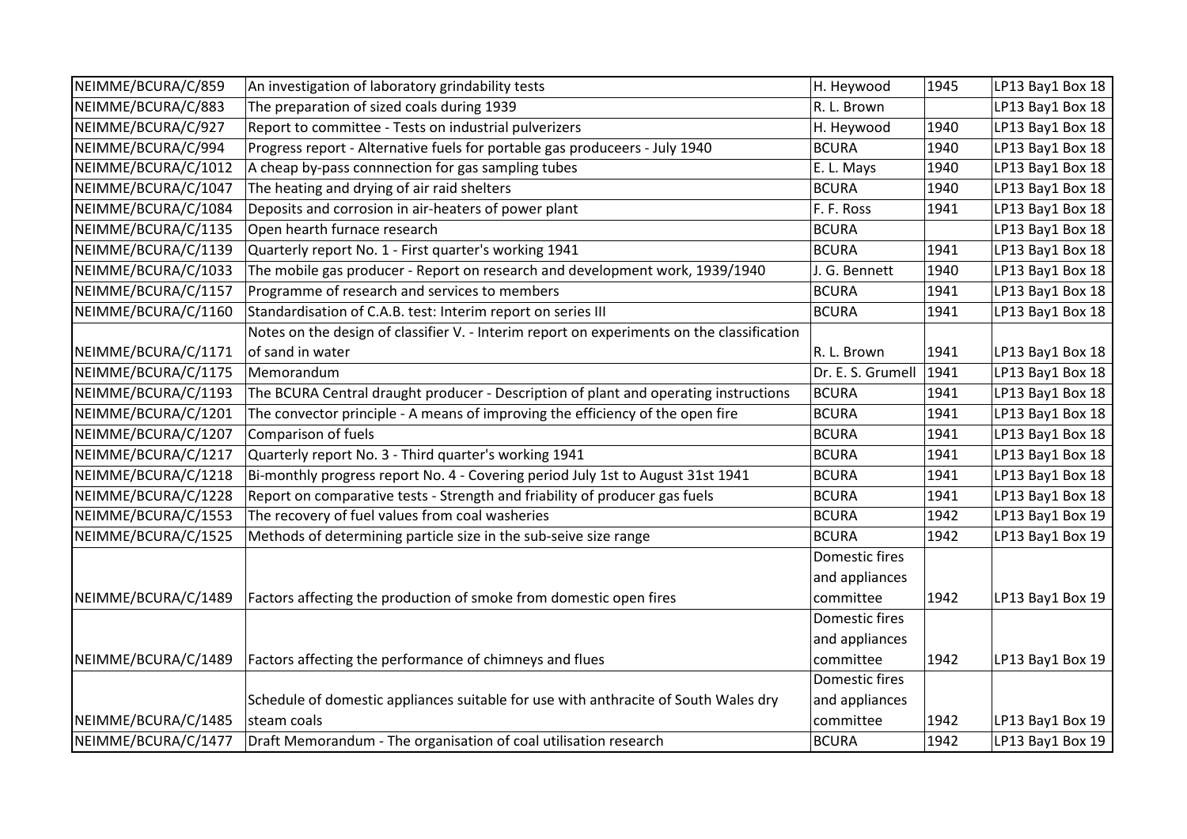| | | | | |
|---|---|---|---|---|
| NEIMME/BCURA/C/859 | An investigation of laboratory grindability tests | H. Heywood | 1945 | LP13 Bay1 Box 18 |
| NEIMME/BCURA/C/883 | The preparation of sized coals during 1939 | R. L. Brown | | LP13 Bay1 Box 18 |
| NEIMME/BCURA/C/927 | Report to committee - Tests on industrial pulverizers | H. Heywood | 1940 | LP13 Bay1 Box 18 |
| NEIMME/BCURA/C/994 | Progress report - Alternative fuels for portable gas produceers - July 1940 | BCURA | 1940 | LP13 Bay1 Box 18 |
| NEIMME/BCURA/C/1012 | A cheap by-pass connnection for gas sampling tubes | E. L. Mays | 1940 | LP13 Bay1 Box 18 |
| NEIMME/BCURA/C/1047 | The heating and drying of air raid shelters | BCURA | 1940 | LP13 Bay1 Box 18 |
| NEIMME/BCURA/C/1084 | Deposits and corrosion in air-heaters of power plant | F. F. Ross | 1941 | LP13 Bay1 Box 18 |
| NEIMME/BCURA/C/1135 | Open hearth furnace research | BCURA | | LP13 Bay1 Box 18 |
| NEIMME/BCURA/C/1139 | Quarterly report No. 1 - First quarter's working 1941 | BCURA | 1941 | LP13 Bay1 Box 18 |
| NEIMME/BCURA/C/1033 | The mobile gas producer - Report on research and development work, 1939/1940 | J. G. Bennett | 1940 | LP13 Bay1 Box 18 |
| NEIMME/BCURA/C/1157 | Programme of research and services to members | BCURA | 1941 | LP13 Bay1 Box 18 |
| NEIMME/BCURA/C/1160 | Standardisation of C.A.B. test: Interim report on series III | BCURA | 1941 | LP13 Bay1 Box 18 |
| NEIMME/BCURA/C/1171 | Notes on the design of classifier V. - Interim report on experiments on the classification of sand in water | R. L. Brown | 1941 | LP13 Bay1 Box 18 |
| NEIMME/BCURA/C/1175 | Memorandum | Dr. E. S. Grumell | 1941 | LP13 Bay1 Box 18 |
| NEIMME/BCURA/C/1193 | The BCURA Central draught producer - Description of plant and operating instructions | BCURA | 1941 | LP13 Bay1 Box 18 |
| NEIMME/BCURA/C/1201 | The convector principle - A means of improving the efficiency of the open fire | BCURA | 1941 | LP13 Bay1 Box 18 |
| NEIMME/BCURA/C/1207 | Comparison of fuels | BCURA | 1941 | LP13 Bay1 Box 18 |
| NEIMME/BCURA/C/1217 | Quarterly report No. 3 - Third quarter's working 1941 | BCURA | 1941 | LP13 Bay1 Box 18 |
| NEIMME/BCURA/C/1218 | Bi-monthly progress report No. 4 - Covering period July 1st to August 31st 1941 | BCURA | 1941 | LP13 Bay1 Box 18 |
| NEIMME/BCURA/C/1228 | Report on comparative tests - Strength and friability of producer gas fuels | BCURA | 1941 | LP13 Bay1 Box 18 |
| NEIMME/BCURA/C/1553 | The recovery of fuel values from coal washeries | BCURA | 1942 | LP13 Bay1 Box 19 |
| NEIMME/BCURA/C/1525 | Methods of determining particle size in the sub-seive size range | BCURA | 1942 | LP13 Bay1 Box 19 |
| NEIMME/BCURA/C/1489 | Factors affecting the production of smoke from domestic open fires | Domestic fires and appliances committee | 1942 | LP13 Bay1 Box 19 |
| NEIMME/BCURA/C/1489 | Factors affecting the performance of chimneys and flues | Domestic fires and appliances committee | 1942 | LP13 Bay1 Box 19 |
| NEIMME/BCURA/C/1485 | Schedule of domestic appliances suitable for use with anthracite of South Wales dry steam coals | Domestic fires and appliances committee | 1942 | LP13 Bay1 Box 19 |
| NEIMME/BCURA/C/1477 | Draft Memorandum - The organisation of coal utilisation research | BCURA | 1942 | LP13 Bay1 Box 19 |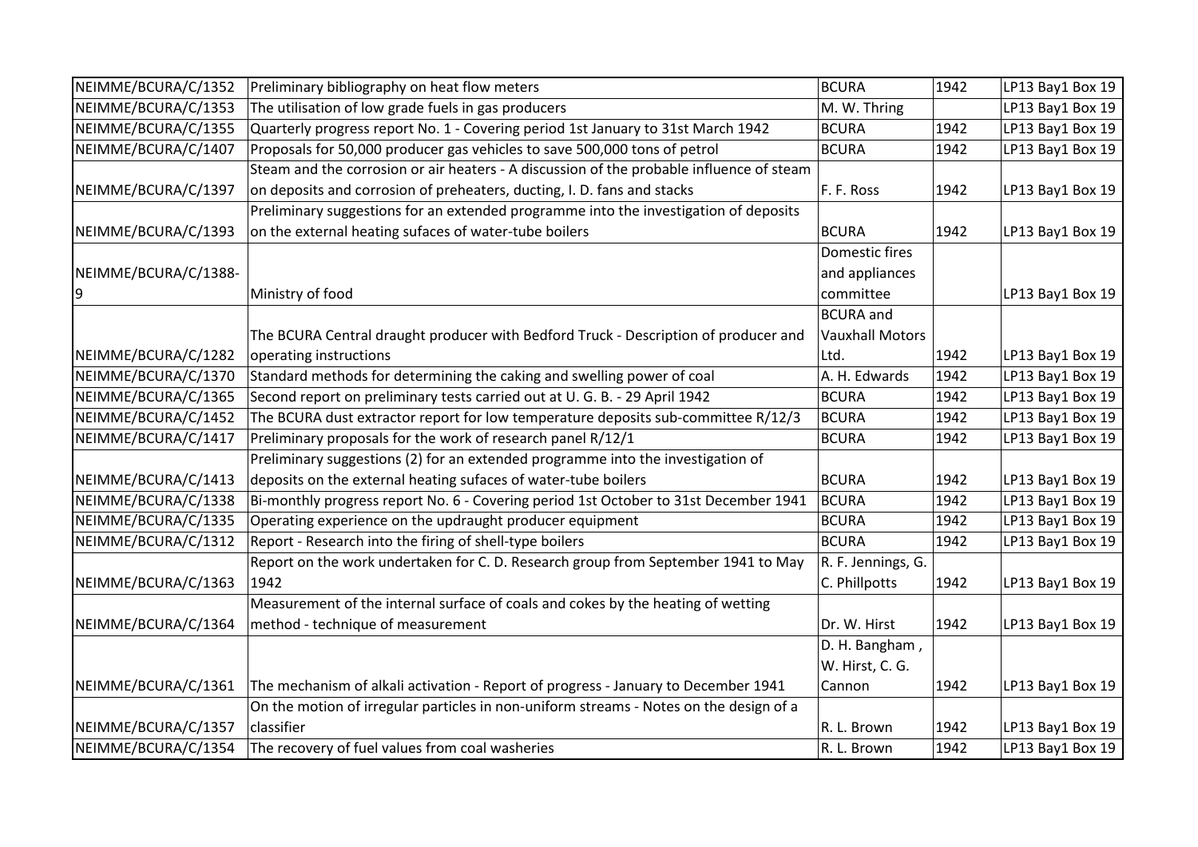| NEIMME/BCURA/C/1352 | Preliminary bibliography on heat flow meters | BCURA | 1942 | LP13 Bay1 Box 19 |
|---|---|---|---|---|
| NEIMME/BCURA/C/1353 | The utilisation of low grade fuels in gas producers | M. W. Thring | | LP13 Bay1 Box 19 |
| NEIMME/BCURA/C/1355 | Quarterly progress report No. 1 - Covering period 1st January to 31st March 1942 | BCURA | 1942 | LP13 Bay1 Box 19 |
| NEIMME/BCURA/C/1407 | Proposals for 50,000 producer gas vehicles to save 500,000 tons of petrol | BCURA | 1942 | LP13 Bay1 Box 19 |
| NEIMME/BCURA/C/1397 | Steam and the corrosion or air heaters - A discussion of the probable influence of steam on deposits and corrosion of preheaters, ducting, I. D. fans and stacks | F. F. Ross | 1942 | LP13 Bay1 Box 19 |
| NEIMME/BCURA/C/1393 | Preliminary suggestions for an extended programme into the investigation of deposits on the external heating sufaces of water-tube boilers | BCURA | 1942 | LP13 Bay1 Box 19 |
| NEIMME/BCURA/C/1388-9 | Ministry of food | Domestic fires and appliances committee | | LP13 Bay1 Box 19 |
| NEIMME/BCURA/C/1282 | The BCURA Central draught producer with Bedford Truck - Description of producer and operating instructions | BCURA and Vauxhall Motors Ltd. | 1942 | LP13 Bay1 Box 19 |
| NEIMME/BCURA/C/1370 | Standard methods for determining the caking and swelling power of coal | A. H. Edwards | 1942 | LP13 Bay1 Box 19 |
| NEIMME/BCURA/C/1365 | Second report on preliminary tests carried out at U. G. B. - 29 April 1942 | BCURA | 1942 | LP13 Bay1 Box 19 |
| NEIMME/BCURA/C/1452 | The BCURA dust extractor report for low temperature deposits sub-committee R/12/3 | BCURA | 1942 | LP13 Bay1 Box 19 |
| NEIMME/BCURA/C/1417 | Preliminary proposals for the work of research panel R/12/1 | BCURA | 1942 | LP13 Bay1 Box 19 |
| NEIMME/BCURA/C/1413 | Preliminary suggestions (2) for an extended programme into the investigation of deposits on the external heating sufaces of water-tube boilers | BCURA | 1942 | LP13 Bay1 Box 19 |
| NEIMME/BCURA/C/1338 | Bi-monthly progress report No. 6 - Covering period 1st October to 31st December 1941 | BCURA | 1942 | LP13 Bay1 Box 19 |
| NEIMME/BCURA/C/1335 | Operating experience on the updraught producer equipment | BCURA | 1942 | LP13 Bay1 Box 19 |
| NEIMME/BCURA/C/1312 | Report - Research into the firing of shell-type boilers | BCURA | 1942 | LP13 Bay1 Box 19 |
| NEIMME/BCURA/C/1363 | Report on the work undertaken for C. D. Research group from September 1941 to May 1942 | R. F. Jennings, G. C. Phillpotts | 1942 | LP13 Bay1 Box 19 |
| NEIMME/BCURA/C/1364 | Measurement of the internal surface of coals and cokes by the heating of wetting method - technique of measurement | Dr. W. Hirst | 1942 | LP13 Bay1 Box 19 |
| NEIMME/BCURA/C/1361 | The mechanism of alkali activation - Report of progress - January to December 1941 | D. H. Bangham , W. Hirst, C. G. Cannon | 1942 | LP13 Bay1 Box 19 |
| NEIMME/BCURA/C/1357 | On the motion of irregular particles in non-uniform streams - Notes on the design of a classifier | R. L. Brown | 1942 | LP13 Bay1 Box 19 |
| NEIMME/BCURA/C/1354 | The recovery of fuel values from coal washeries | R. L. Brown | 1942 | LP13 Bay1 Box 19 |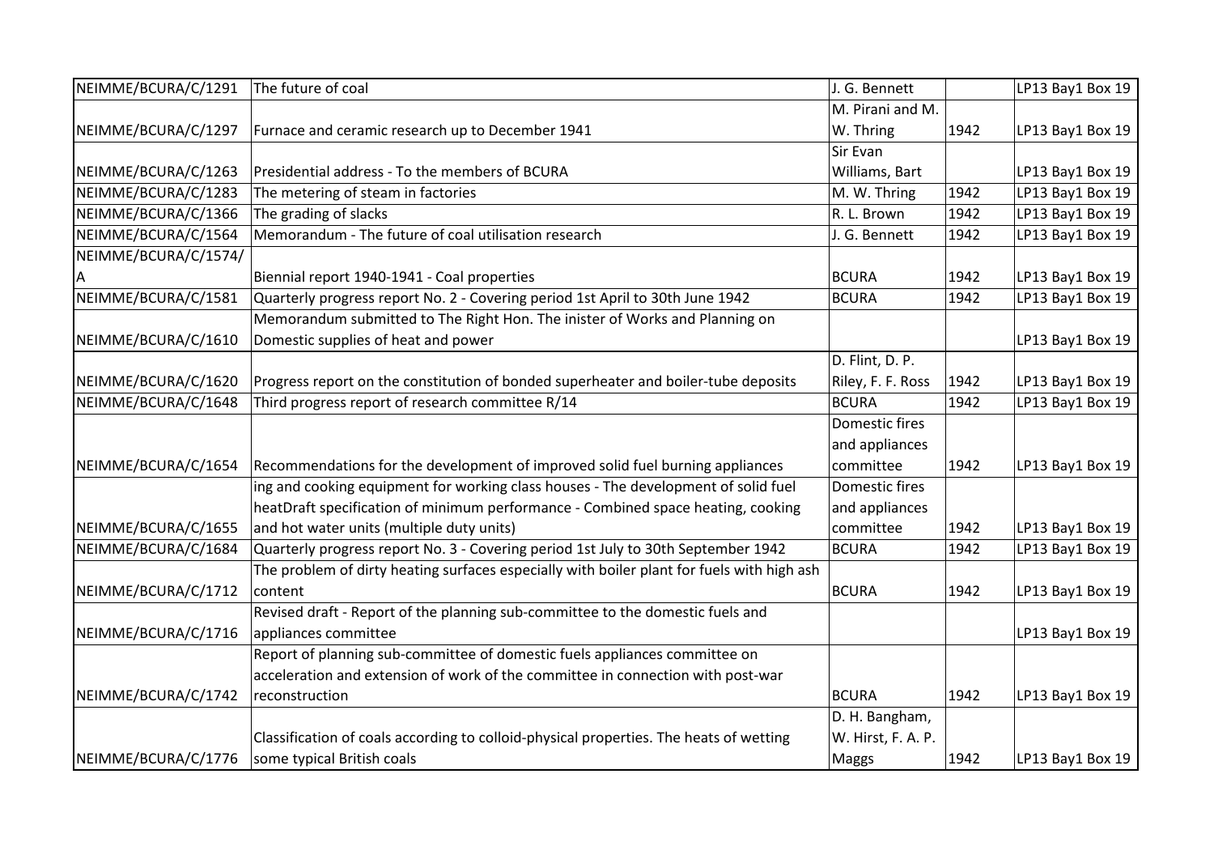| NEIMME/BCURA/C/1291 | The future of coal | J. G. Bennett | | LP13 Bay1 Box 19 |
|---|---|---|---|---|
| NEIMME/BCURA/C/1297 | Furnace and ceramic research up to December 1941 | M. Pirani and M. W. Thring | 1942 | LP13 Bay1 Box 19 |
| NEIMME/BCURA/C/1263 | Presidential address - To the members of BCURA | Sir Evan Williams, Bart | | LP13 Bay1 Box 19 |
| NEIMME/BCURA/C/1283 | The metering of steam in factories | M. W. Thring | 1942 | LP13 Bay1 Box 19 |
| NEIMME/BCURA/C/1366 | The grading of slacks | R. L. Brown | 1942 | LP13 Bay1 Box 19 |
| NEIMME/BCURA/C/1564 | Memorandum - The future of coal utilisation research | J. G. Bennett | 1942 | LP13 Bay1 Box 19 |
| NEIMME/BCURA/C/1574/A | Biennial report 1940-1941 - Coal properties | BCURA | 1942 | LP13 Bay1 Box 19 |
| NEIMME/BCURA/C/1581 | Quarterly progress report No. 2 - Covering period 1st April to 30th June 1942 | BCURA | 1942 | LP13 Bay1 Box 19 |
| NEIMME/BCURA/C/1610 | Memorandum submitted to The Right Hon. The inister of Works and Planning on Domestic supplies of heat and power | | | LP13 Bay1 Box 19 |
| NEIMME/BCURA/C/1620 | Progress report on the constitution of bonded superheater and boiler-tube deposits | D. Flint, D. P. Riley, F. F. Ross | 1942 | LP13 Bay1 Box 19 |
| NEIMME/BCURA/C/1648 | Third progress report of research committee R/14 | BCURA | 1942 | LP13 Bay1 Box 19 |
| NEIMME/BCURA/C/1654 | Recommendations for the development of improved solid fuel burning appliances | Domestic fires and appliances committee | 1942 | LP13 Bay1 Box 19 |
| NEIMME/BCURA/C/1655 | ing and cooking equipment for working class houses - The development of solid fuel heatDraft specification of minimum performance - Combined space heating, cooking and hot water units (multiple duty units) | Domestic fires and appliances committee | 1942 | LP13 Bay1 Box 19 |
| NEIMME/BCURA/C/1684 | Quarterly progress report No. 3 - Covering period 1st July to 30th September 1942 | BCURA | 1942 | LP13 Bay1 Box 19 |
| NEIMME/BCURA/C/1712 | The problem of dirty heating surfaces especially with boiler plant for fuels with high ash content | BCURA | 1942 | LP13 Bay1 Box 19 |
| NEIMME/BCURA/C/1716 | Revised draft - Report of the planning sub-committee to the domestic fuels and appliances committee | | | LP13 Bay1 Box 19 |
| NEIMME/BCURA/C/1742 | Report of planning sub-committee of domestic fuels appliances committee on acceleration and extension of work of the committee in connection with post-war reconstruction | BCURA | 1942 | LP13 Bay1 Box 19 |
| NEIMME/BCURA/C/1776 | Classification of coals according to colloid-physical properties. The heats of wetting some typical British coals | D. H. Bangham, W. Hirst, F. A. P. Maggs | 1942 | LP13 Bay1 Box 19 |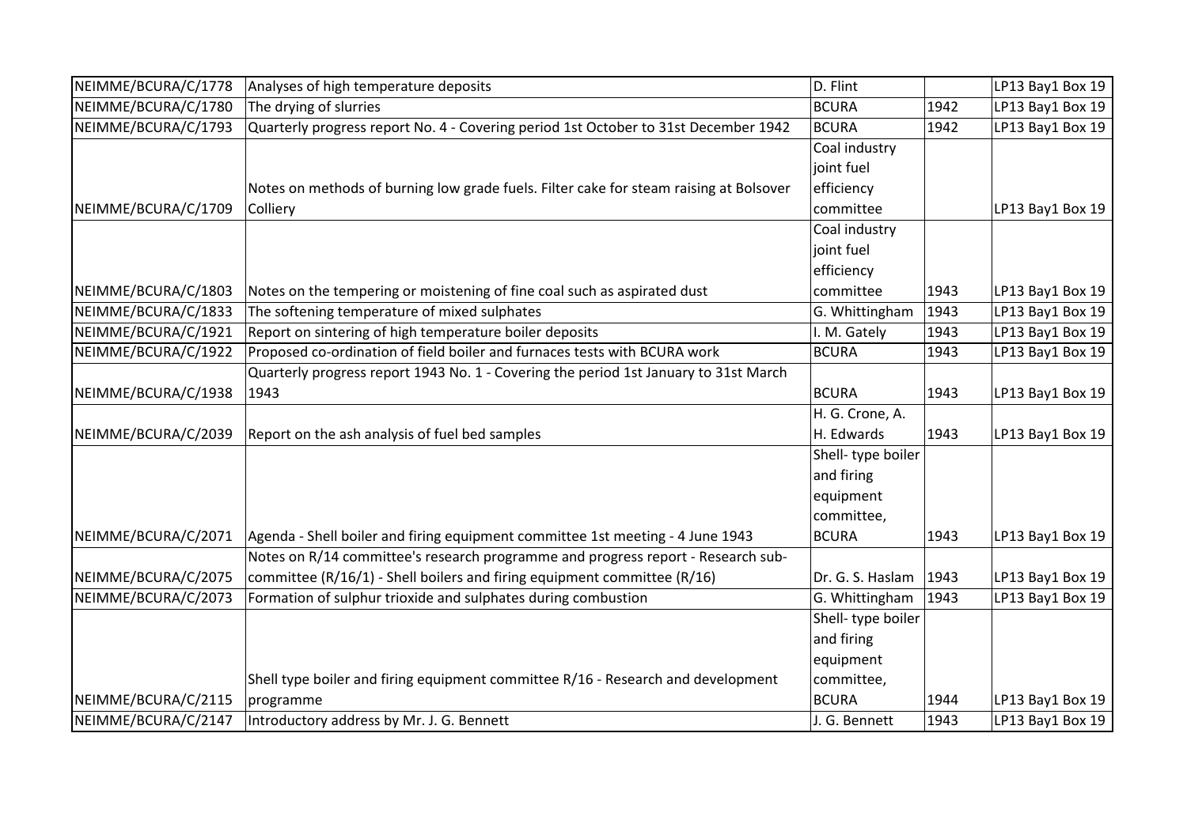| NEIMME/BCURA/C/1778 | Analyses of high temperature deposits | D. Flint | | LP13 Bay1 Box 19 |
|---|---|---|---|---|
| NEIMME/BCURA/C/1780 | The drying of slurries | BCURA | 1942 | LP13 Bay1 Box 19 |
| NEIMME/BCURA/C/1793 | Quarterly progress report No. 4 - Covering period 1st October to 31st December 1942 | BCURA | 1942 | LP13 Bay1 Box 19 |
| NEIMME/BCURA/C/1709 | Notes on methods of burning low grade fuels. Filter cake for steam raising at Bolsover Colliery | Coal industry joint fuel efficiency committee | | LP13 Bay1 Box 19 |
| NEIMME/BCURA/C/1803 | Notes on the tempering or moistening of fine coal such as aspirated dust | Coal industry joint fuel efficiency committee | 1943 | LP13 Bay1 Box 19 |
| NEIMME/BCURA/C/1833 | The softening temperature of mixed sulphates | G. Whittingham | 1943 | LP13 Bay1 Box 19 |
| NEIMME/BCURA/C/1921 | Report on sintering of high temperature boiler deposits | I. M. Gately | 1943 | LP13 Bay1 Box 19 |
| NEIMME/BCURA/C/1922 | Proposed co-ordination of field boiler and furnaces tests with BCURA work | BCURA | 1943 | LP13 Bay1 Box 19 |
| NEIMME/BCURA/C/1938 | Quarterly progress report 1943 No. 1 - Covering the period 1st January to 31st March 1943 | BCURA | 1943 | LP13 Bay1 Box 19 |
| NEIMME/BCURA/C/2039 | Report on the ash analysis of fuel bed samples | H. G. Crone, A. H. Edwards | 1943 | LP13 Bay1 Box 19 |
| NEIMME/BCURA/C/2071 | Agenda - Shell boiler and firing equipment committee 1st meeting - 4 June 1943 | Shell- type boiler and firing equipment committee, BCURA | 1943 | LP13 Bay1 Box 19 |
| NEIMME/BCURA/C/2075 | Notes on R/14 committee's research programme and progress report - Research sub-committee (R/16/1) - Shell boilers and firing equipment committee (R/16) | Dr. G. S. Haslam | 1943 | LP13 Bay1 Box 19 |
| NEIMME/BCURA/C/2073 | Formation of sulphur trioxide and sulphates during combustion | G. Whittingham | 1943 | LP13 Bay1 Box 19 |
| NEIMME/BCURA/C/2115 | Shell type boiler and firing equipment committee R/16 - Research and development programme | Shell- type boiler and firing equipment committee, BCURA | 1944 | LP13 Bay1 Box 19 |
| NEIMME/BCURA/C/2147 | Introductory address by Mr. J. G. Bennett | J. G. Bennett | 1943 | LP13 Bay1 Box 19 |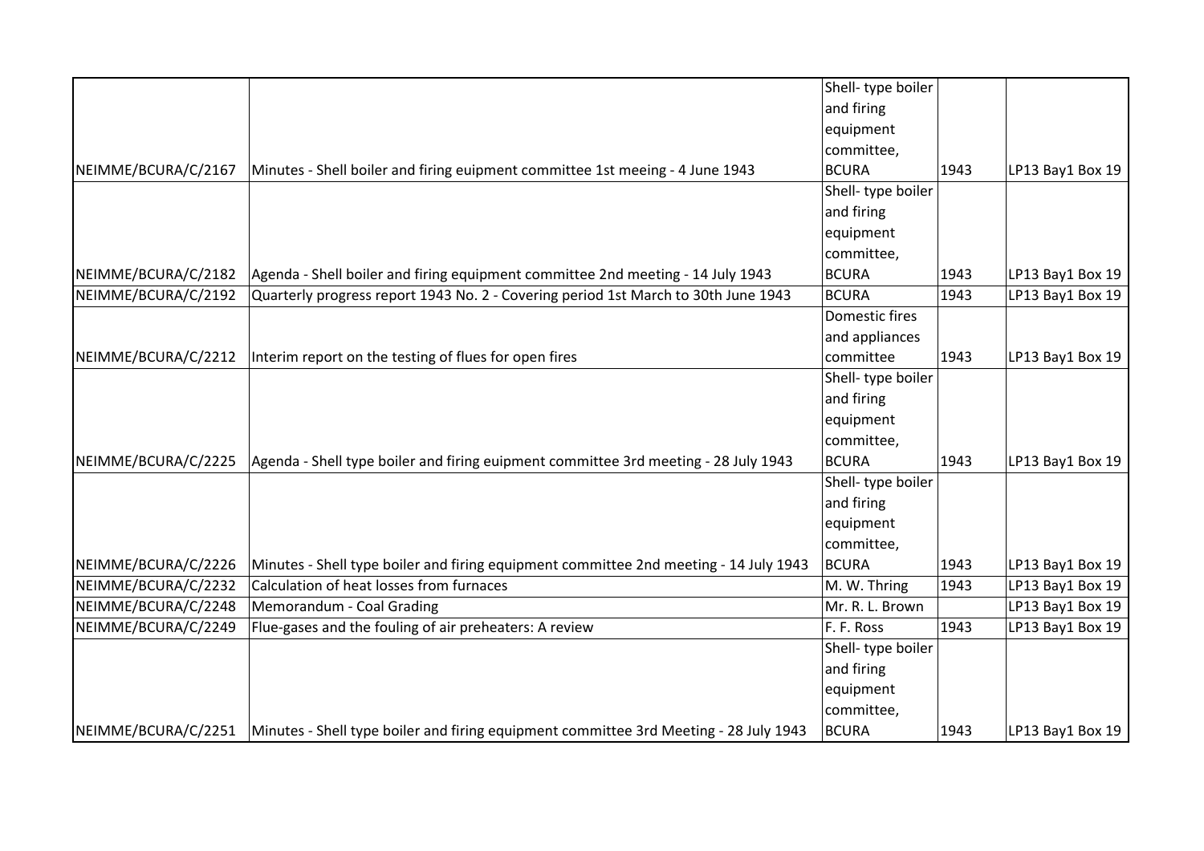| | | | | |
|---|---|---|---|---|
| NEIMME/BCURA/C/2167 | Minutes - Shell boiler and firing euipment committee 1st meeing - 4 June 1943 | Shell- type boiler and firing equipment committee, BCURA | 1943 | LP13 Bay1 Box 19 |
| NEIMME/BCURA/C/2182 | Agenda - Shell boiler and firing equipment committee 2nd meeting - 14 July 1943 | Shell- type boiler and firing equipment committee, BCURA | 1943 | LP13 Bay1 Box 19 |
| NEIMME/BCURA/C/2192 | Quarterly progress report 1943 No. 2 - Covering period 1st March to 30th June 1943 | BCURA | 1943 | LP13 Bay1 Box 19 |
| NEIMME/BCURA/C/2212 | Interim report on the testing of flues for open fires | Domestic fires and appliances committee | 1943 | LP13 Bay1 Box 19 |
| NEIMME/BCURA/C/2225 | Agenda - Shell type boiler and firing euipment committee 3rd meeting - 28 July 1943 | Shell- type boiler and firing equipment committee, BCURA | 1943 | LP13 Bay1 Box 19 |
| NEIMME/BCURA/C/2226 | Minutes - Shell type boiler and firing equipment committee 2nd meeting - 14 July 1943 | Shell- type boiler and firing equipment committee, BCURA | 1943 | LP13 Bay1 Box 19 |
| NEIMME/BCURA/C/2232 | Calculation of heat losses from furnaces | M. W. Thring | 1943 | LP13 Bay1 Box 19 |
| NEIMME/BCURA/C/2248 | Memorandum - Coal Grading | Mr. R. L. Brown | | LP13 Bay1 Box 19 |
| NEIMME/BCURA/C/2249 | Flue-gases and the fouling of air preheaters: A review | F. F. Ross | 1943 | LP13 Bay1 Box 19 |
| NEIMME/BCURA/C/2251 | Minutes - Shell type boiler and firing equipment committee 3rd Meeting - 28 July 1943 | Shell- type boiler and firing equipment committee, BCURA | 1943 | LP13 Bay1 Box 19 |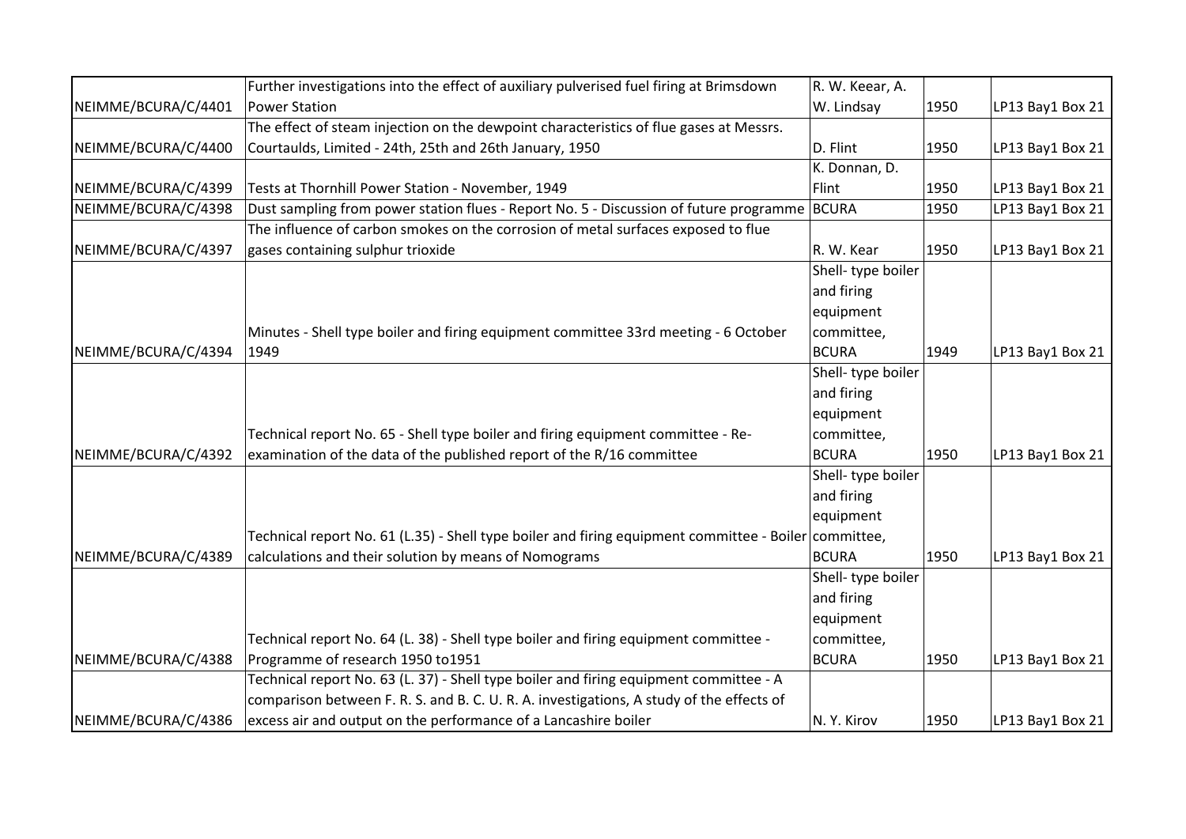| NEIMME/BCURA/C/4401 | Further investigations into the effect of auxiliary pulverised fuel firing at Brimsdown Power Station | R. W. Keear, A. W. Lindsay | 1950 | LP13 Bay1 Box 21 |
|---|---|---|---|---|
| NEIMME/BCURA/C/4400 | The effect of steam injection on the dewpoint characteristics of flue gases at Messrs. Courtaulds, Limited - 24th, 25th and 26th January, 1950 | D. Flint | 1950 | LP13 Bay1 Box 21 |
| NEIMME/BCURA/C/4399 | Tests at Thornhill Power Station - November, 1949 | K. Donnan, D. Flint | 1950 | LP13 Bay1 Box 21 |
| NEIMME/BCURA/C/4398 | Dust sampling from power station flues - Report No. 5 - Discussion of future programme | BCURA | 1950 | LP13 Bay1 Box 21 |
| NEIMME/BCURA/C/4397 | The influence of carbon smokes on the corrosion of metal surfaces exposed to flue gases containing sulphur trioxide | R. W. Kear | 1950 | LP13 Bay1 Box 21 |
| NEIMME/BCURA/C/4394 | Minutes - Shell type boiler and firing equipment committee 33rd meeting - 6 October 1949 | Shell- type boiler and firing equipment committee, BCURA | 1949 | LP13 Bay1 Box 21 |
| NEIMME/BCURA/C/4392 | Technical report No. 65 - Shell type boiler and firing equipment committee - Re-examination of the data of the published report of the R/16 committee | Shell- type boiler and firing equipment committee, BCURA | 1950 | LP13 Bay1 Box 21 |
| NEIMME/BCURA/C/4389 | Technical report No. 61 (L.35) - Shell type boiler and firing equipment committee - Boiler calculations and their solution by means of Nomograms | Shell- type boiler and firing equipment committee, BCURA | 1950 | LP13 Bay1 Box 21 |
| NEIMME/BCURA/C/4388 | Technical report No. 64 (L. 38) - Shell type boiler and firing equipment committee - Programme of research 1950 to1951 | Shell- type boiler and firing equipment committee, BCURA | 1950 | LP13 Bay1 Box 21 |
| NEIMME/BCURA/C/4386 | Technical report No. 63 (L. 37) - Shell type boiler and firing equipment committee - A comparison between F. R. S. and B. C. U. R. A. investigations, A study of the effects of excess air and output on the performance of a Lancashire boiler | N. Y. Kirov | 1950 | LP13 Bay1 Box 21 |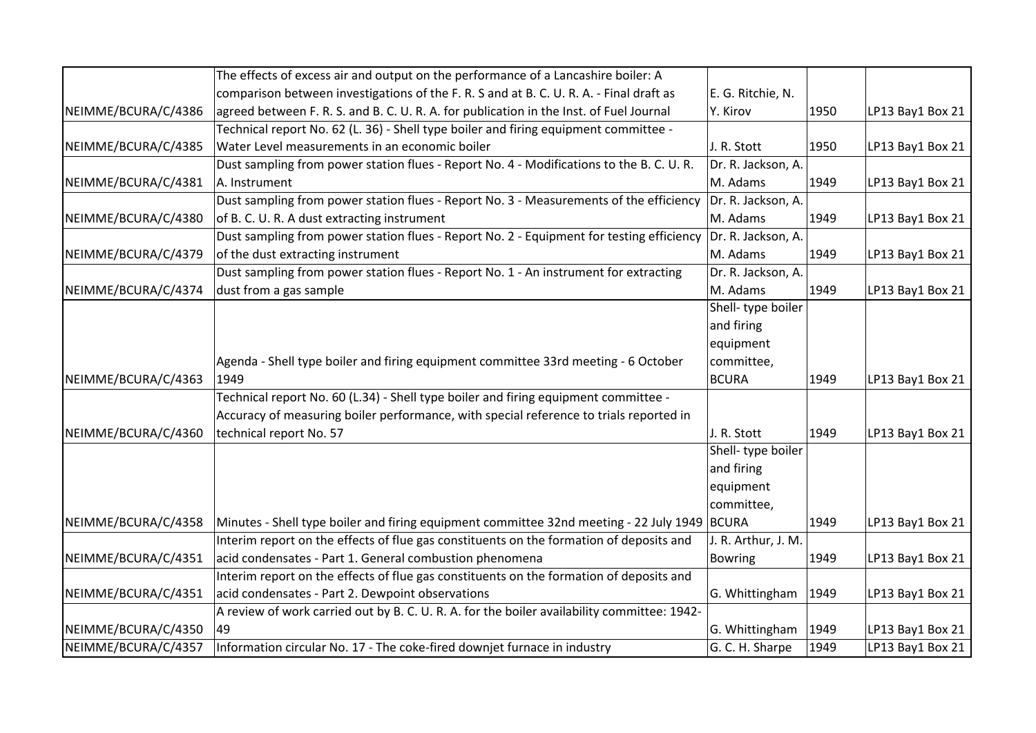| | | | | |
|---|---|---|---|---|
| NEIMME/BCURA/C/4386 | The effects of excess air and output on the performance of a Lancashire boiler: A comparison between investigations of the F. R. S and at B. C. U. R. A. - Final draft as agreed between F. R. S. and B. C. U. R. A. for publication in the Inst. of Fuel Journal | E. G. Ritchie, N. Y. Kirov | 1950 | LP13 Bay1 Box 21 |
| NEIMME/BCURA/C/4385 | Technical report No. 62 (L. 36) - Shell type boiler and firing equipment committee - Water Level measurements in an economic boiler | J. R. Stott | 1950 | LP13 Bay1 Box 21 |
| NEIMME/BCURA/C/4381 | Dust sampling from power station flues - Report No. 4 - Modifications to the B. C. U. R. A. Instrument | Dr. R. Jackson, A. M. Adams | 1949 | LP13 Bay1 Box 21 |
| NEIMME/BCURA/C/4380 | Dust sampling from power station flues - Report No. 3 - Measurements of the efficiency of B. C. U. R. A dust extracting instrument | Dr. R. Jackson, A. M. Adams | 1949 | LP13 Bay1 Box 21 |
| NEIMME/BCURA/C/4379 | Dust sampling from power station flues - Report No. 2 - Equipment for testing efficiency of the dust extracting instrument | Dr. R. Jackson, A. M. Adams | 1949 | LP13 Bay1 Box 21 |
| NEIMME/BCURA/C/4374 | Dust sampling from power station flues - Report No. 1 - An instrument for extracting dust from a gas sample | Dr. R. Jackson, A. M. Adams | 1949 | LP13 Bay1 Box 21 |
| NEIMME/BCURA/C/4363 | Agenda - Shell type boiler and firing equipment committee 33rd meeting - 6 October 1949 | Shell- type boiler and firing equipment committee, BCURA | 1949 | LP13 Bay1 Box 21 |
| NEIMME/BCURA/C/4360 | Technical report No. 60 (L.34) - Shell type boiler and firing equipment committee - Accuracy of measuring boiler performance, with special reference to trials reported in technical report No. 57 | J. R. Stott | 1949 | LP13 Bay1 Box 21 |
| NEIMME/BCURA/C/4358 | Minutes - Shell type boiler and firing equipment committee 32nd meeting - 22 July 1949 | Shell- type boiler and firing equipment committee, BCURA | 1949 | LP13 Bay1 Box 21 |
| NEIMME/BCURA/C/4351 | Interim report on the effects of flue gas constituents on the formation of deposits and acid condensates - Part 1. General combustion phenomena | J. R. Arthur, J. M. Bowring | 1949 | LP13 Bay1 Box 21 |
| NEIMME/BCURA/C/4351 | Interim report on the effects of flue gas constituents on the formation of deposits and acid condensates - Part 2. Dewpoint observations | G. Whittingham | 1949 | LP13 Bay1 Box 21 |
| NEIMME/BCURA/C/4350 | A review of work carried out by B. C. U. R. A. for the boiler availability committee: 1942-49 | G. Whittingham | 1949 | LP13 Bay1 Box 21 |
| NEIMME/BCURA/C/4357 | Information circular No. 17 - The coke-fired downjet furnace in industry | G. C. H. Sharpe | 1949 | LP13 Bay1 Box 21 |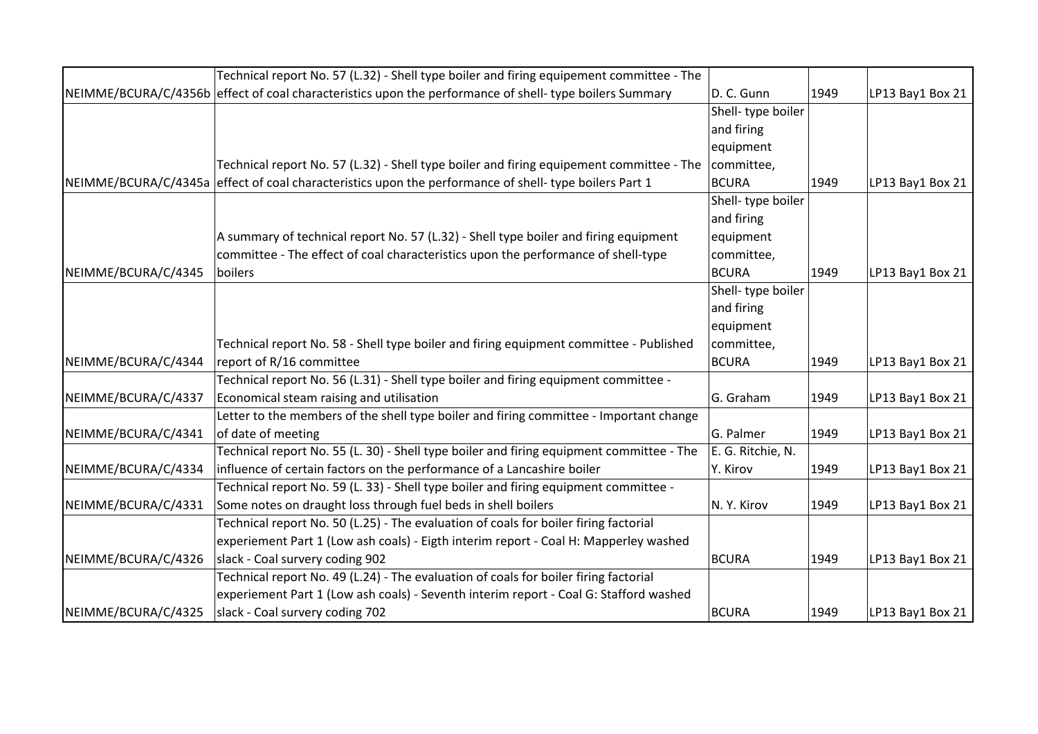| | | | | |
|---|---|---|---|---|
| NEIMME/BCURA/C/4356b | Technical report No. 57 (L.32) - Shell type boiler and firing equipement committee - The effect of coal characteristics upon the performance of shell- type boilers Summary | D. C. Gunn | 1949 | LP13 Bay1 Box 21 |
| NEIMME/BCURA/C/4345a | Technical report No. 57 (L.32) - Shell type boiler and firing equipement committee - The effect of coal characteristics upon the performance of shell- type boilers Part 1 | Shell- type boiler and firing equipment committee, BCURA | 1949 | LP13 Bay1 Box 21 |
| NEIMME/BCURA/C/4345 | A summary of technical report No. 57 (L.32) - Shell type boiler and firing equipment committee - The effect of coal characteristics upon the performance of shell-type boilers | Shell- type boiler and firing equipment committee, BCURA | 1949 | LP13 Bay1 Box 21 |
| NEIMME/BCURA/C/4344 | Technical report No. 58 - Shell type boiler and firing equipment committee - Published report of R/16 committee | Shell- type boiler and firing equipment committee, BCURA | 1949 | LP13 Bay1 Box 21 |
| NEIMME/BCURA/C/4337 | Technical report No. 56 (L.31) - Shell type boiler and firing equipment committee - Economical steam raising and utilisation | G. Graham | 1949 | LP13 Bay1 Box 21 |
| NEIMME/BCURA/C/4341 | Letter to the members of the shell type boiler and firing committee - Important change of date of meeting | G. Palmer | 1949 | LP13 Bay1 Box 21 |
| NEIMME/BCURA/C/4334 | Technical report No. 55 (L. 30) - Shell type boiler and firing equipment committee - The influence of certain factors on the performance of a Lancashire boiler | E. G. Ritchie, N. Y. Kirov | 1949 | LP13 Bay1 Box 21 |
| NEIMME/BCURA/C/4331 | Technical report No. 59 (L. 33) - Shell type boiler and firing equipment committee - Some notes on draught loss through fuel beds in shell boilers | N. Y. Kirov | 1949 | LP13 Bay1 Box 21 |
| NEIMME/BCURA/C/4326 | Technical report No. 50 (L.25) - The evaluation of coals for boiler firing factorial experiement Part 1 (Low ash coals) - Eigth interim report - Coal H: Mapperley washed slack - Coal survery coding 902 | BCURA | 1949 | LP13 Bay1 Box 21 |
| NEIMME/BCURA/C/4325 | Technical report No. 49 (L.24) - The evaluation of coals for boiler firing factorial experiement Part 1 (Low ash coals) - Seventh interim report - Coal G: Stafford washed slack - Coal survery coding 702 | BCURA | 1949 | LP13 Bay1 Box 21 |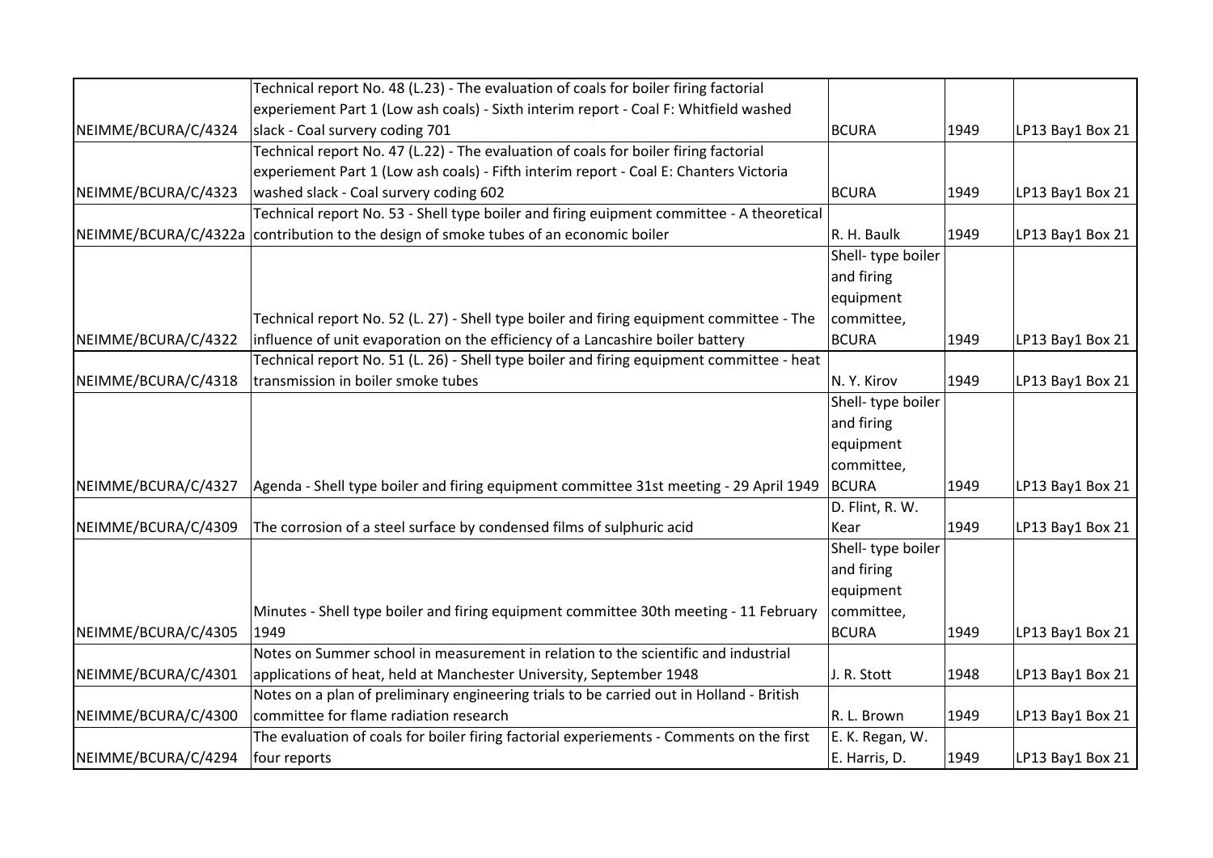| | | | | |
|---|---|---|---|---|
| NEIMME/BCURA/C/4324 | Technical report No. 48 (L.23) - The evaluation of coals for boiler firing factorial experiement Part 1 (Low ash coals) - Sixth interim report - Coal F: Whitfield washed slack - Coal survery coding 701 | BCURA | 1949 | LP13 Bay1 Box 21 |
| NEIMME/BCURA/C/4323 | Technical report No. 47 (L.22) - The evaluation of coals for boiler firing factorial experiement Part 1 (Low ash coals) - Fifth interim report - Coal E: Chanters Victoria washed slack - Coal survery coding 602 | BCURA | 1949 | LP13 Bay1 Box 21 |
| NEIMME/BCURA/C/4322a | Technical report No. 53 - Shell type boiler and firing euipment committee - A theoretical contribution to the design of smoke tubes of an economic boiler | R. H. Baulk | 1949 | LP13 Bay1 Box 21 |
| NEIMME/BCURA/C/4322 | Technical report No. 52 (L. 27) - Shell type boiler and firing equipment committee - The influence of unit evaporation on the efficiency of a Lancashire boiler battery | Shell- type boiler and firing equipment committee, BCURA | 1949 | LP13 Bay1 Box 21 |
| NEIMME/BCURA/C/4318 | Technical report No. 51 (L. 26) - Shell type boiler and firing equipment committee - heat transmission in boiler smoke tubes | N. Y. Kirov | 1949 | LP13 Bay1 Box 21 |
| NEIMME/BCURA/C/4327 | Agenda - Shell type boiler and firing equipment committee 31st meeting - 29 April 1949 | Shell- type boiler and firing equipment committee, BCURA | 1949 | LP13 Bay1 Box 21 |
| NEIMME/BCURA/C/4309 | The corrosion of a steel surface by condensed films of sulphuric acid | D. Flint, R. W. Kear | 1949 | LP13 Bay1 Box 21 |
| NEIMME/BCURA/C/4305 | Minutes - Shell type boiler and firing equipment committee 30th meeting - 11 February 1949 | Shell- type boiler and firing equipment committee, BCURA | 1949 | LP13 Bay1 Box 21 |
| NEIMME/BCURA/C/4301 | Notes on Summer school in measurement in relation to the scientific and industrial applications of heat, held at Manchester University, September 1948 | J. R. Stott | 1948 | LP13 Bay1 Box 21 |
| NEIMME/BCURA/C/4300 | Notes on a plan of preliminary engineering trials to be carried out in Holland - British committee for flame radiation research | R. L. Brown | 1949 | LP13 Bay1 Box 21 |
| NEIMME/BCURA/C/4294 | The evaluation of coals for boiler firing factorial experiements - Comments on the first four reports | E. K. Regan, W. E. Harris, D. | 1949 | LP13 Bay1 Box 21 |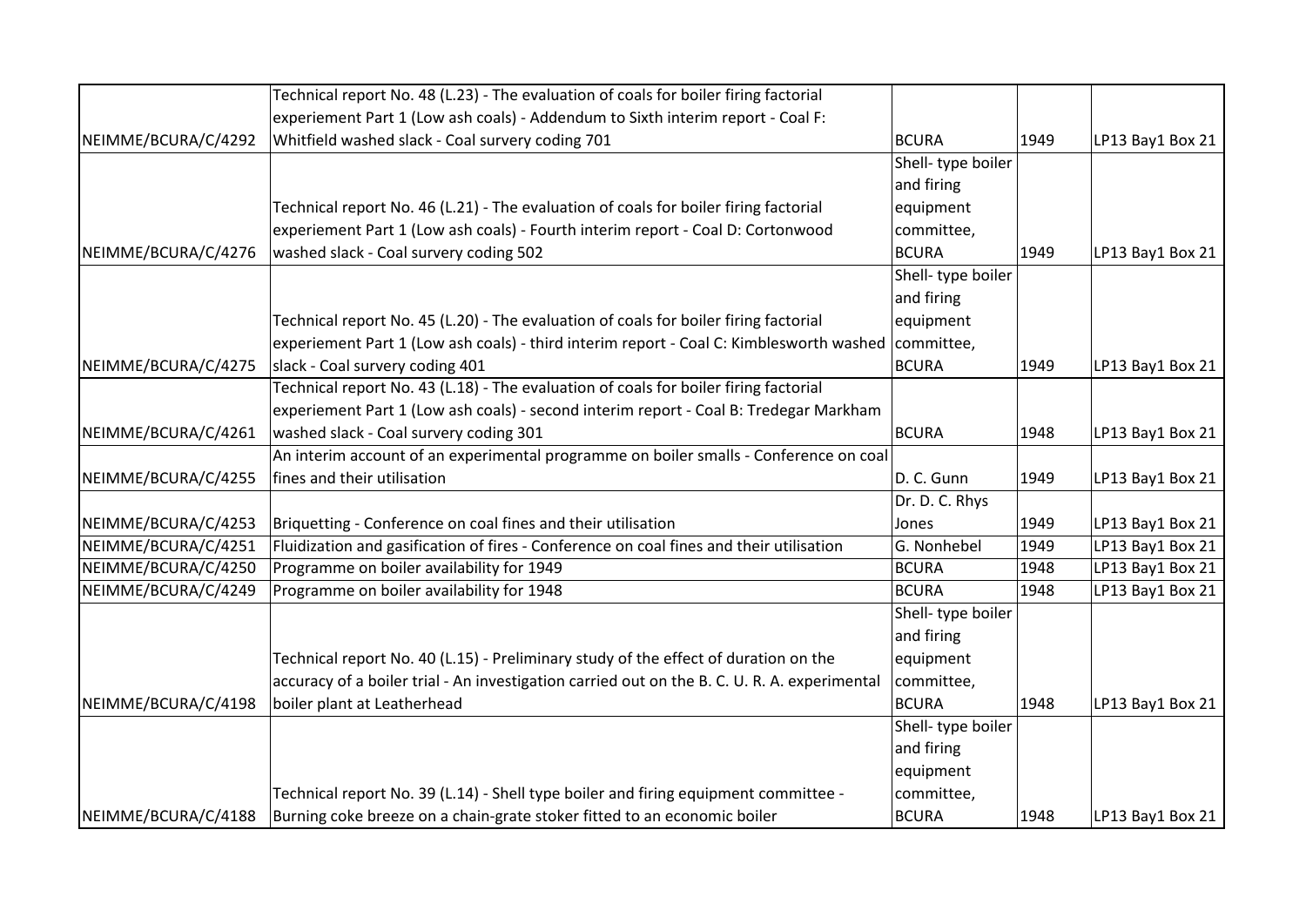| | | | | |
|---|---|---|---|---|
| NEIMME/BCURA/C/4292 | Technical report No. 48 (L.23) - The evaluation of coals for boiler firing factorial experiement Part 1 (Low ash coals) - Addendum to Sixth interim report - Coal F: Whitfield washed slack - Coal survery coding 701 | BCURA | 1949 | LP13 Bay1 Box 21 |
| NEIMME/BCURA/C/4276 | Technical report No. 46 (L.21) - The evaluation of coals for boiler firing factorial experiement Part 1 (Low ash coals) - Fourth interim report - Coal D: Cortonwood washed slack - Coal survery coding 502 | Shell- type boiler and firing equipment committee, BCURA | 1949 | LP13 Bay1 Box 21 |
| NEIMME/BCURA/C/4275 | Technical report No. 45 (L.20) - The evaluation of coals for boiler firing factorial experiement Part 1 (Low ash coals) - third interim report - Coal C: Kimblesworth washed slack - Coal survery coding 401 | Shell- type boiler and firing equipment committee, BCURA | 1949 | LP13 Bay1 Box 21 |
| NEIMME/BCURA/C/4261 | Technical report No. 43 (L.18) - The evaluation of coals for boiler firing factorial experiement Part 1 (Low ash coals) - second interim report - Coal B: Tredegar Markham washed slack - Coal survery coding 301 | BCURA | 1948 | LP13 Bay1 Box 21 |
| NEIMME/BCURA/C/4255 | An interim account of an experimental programme on boiler smalls - Conference on coal fines and their utilisation | D. C. Gunn | 1949 | LP13 Bay1 Box 21 |
| NEIMME/BCURA/C/4253 | Briquetting - Conference on coal fines and their utilisation | Dr. D. C. Rhys Jones | 1949 | LP13 Bay1 Box 21 |
| NEIMME/BCURA/C/4251 | Fluidization and gasification of fires - Conference on coal fines and their utilisation | G. Nonhebel | 1949 | LP13 Bay1 Box 21 |
| NEIMME/BCURA/C/4250 | Programme on boiler availability for 1949 | BCURA | 1948 | LP13 Bay1 Box 21 |
| NEIMME/BCURA/C/4249 | Programme on boiler availability for 1948 | BCURA | 1948 | LP13 Bay1 Box 21 |
| NEIMME/BCURA/C/4198 | Technical report No. 40 (L.15) - Preliminary study of the effect of duration on the accuracy of a boiler trial - An investigation carried out on the B. C. U. R. A. experimental boiler plant at Leatherhead | Shell- type boiler and firing equipment committee, BCURA | 1948 | LP13 Bay1 Box 21 |
| NEIMME/BCURA/C/4188 | Technical report No. 39 (L.14) - Shell type boiler and firing equipment committee - Burning coke breeze on a chain-grate stoker fitted to an economic boiler | Shell- type boiler and firing equipment committee, BCURA | 1948 | LP13 Bay1 Box 21 |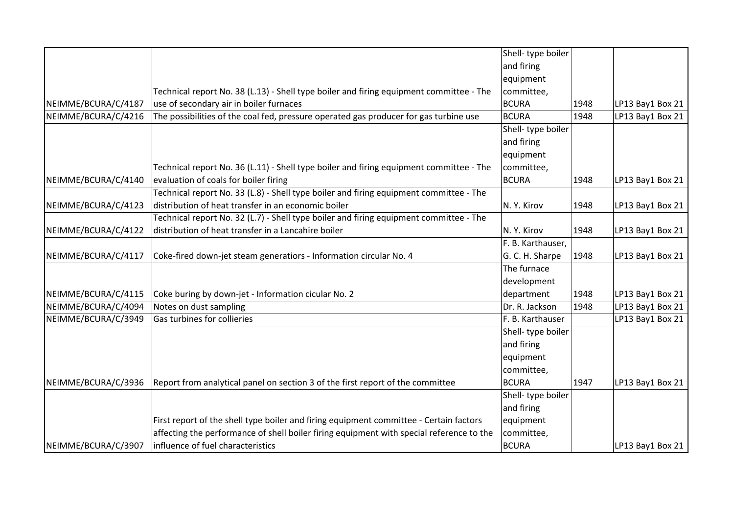| | | | | |
|---|---|---|---|---|
| NEIMME/BCURA/C/4187 | Technical report No. 38 (L.13) - Shell type boiler and firing equipment committee - The use of secondary air in boiler furnaces | Shell- type boiler and firing equipment committee, BCURA | 1948 | LP13 Bay1 Box 21 |
| NEIMME/BCURA/C/4216 | The possibilities of the coal fed, pressure operated gas producer for gas turbine use | BCURA | 1948 | LP13 Bay1 Box 21 |
| NEIMME/BCURA/C/4140 | Technical report No. 36 (L.11) - Shell type boiler and firing equipment committee - The evaluation of coals for boiler firing | Shell- type boiler and firing equipment committee, BCURA | 1948 | LP13 Bay1 Box 21 |
| NEIMME/BCURA/C/4123 | Technical report No. 33 (L.8) - Shell type boiler and firing equipment committee - The distribution of heat transfer in an economic boiler | N. Y. Kirov | 1948 | LP13 Bay1 Box 21 |
| NEIMME/BCURA/C/4122 | Technical report No. 32 (L.7) - Shell type boiler and firing equipment committee - The distribution of heat transfer in a Lancahire boiler | N. Y. Kirov | 1948 | LP13 Bay1 Box 21 |
| NEIMME/BCURA/C/4117 | Coke-fired down-jet steam generatiors - Information circular No. 4 | F. B. Karthauser, G. C. H. Sharpe | 1948 | LP13 Bay1 Box 21 |
| NEIMME/BCURA/C/4115 | Coke buring by down-jet - Information cicular No. 2 | The furnace development department | 1948 | LP13 Bay1 Box 21 |
| NEIMME/BCURA/C/4094 | Notes on dust sampling | Dr. R. Jackson | 1948 | LP13 Bay1 Box 21 |
| NEIMME/BCURA/C/3949 | Gas turbines for collieries | F. B. Karthauser | | LP13 Bay1 Box 21 |
| NEIMME/BCURA/C/3936 | Report from analytical panel on section 3 of the first report of the committee | Shell- type boiler and firing equipment committee, BCURA | 1947 | LP13 Bay1 Box 21 |
| NEIMME/BCURA/C/3907 | First report of the shell type boiler and firing equipment committee - Certain factors affecting the performance of shell boiler firing equipment with special reference to the influence of fuel characteristics | Shell- type boiler and firing equipment committee, BCURA | | LP13 Bay1 Box 21 |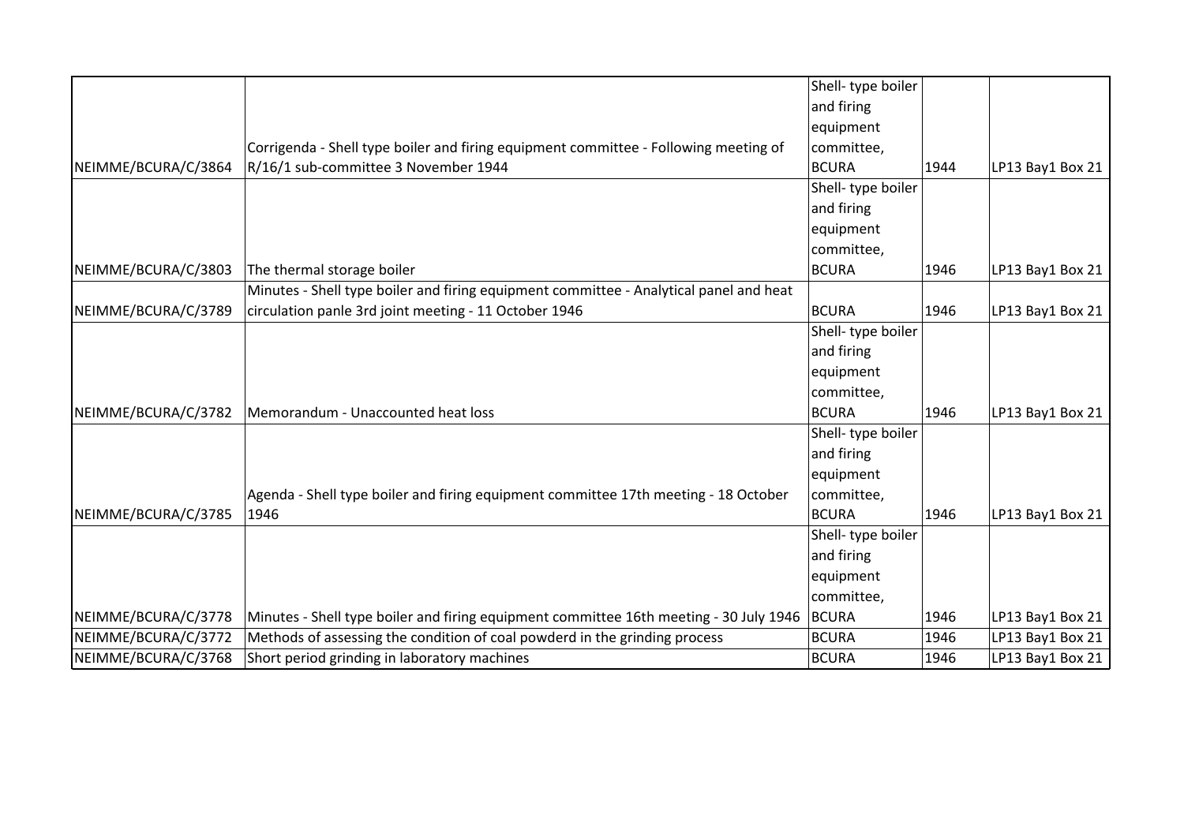| | | | | |
|---|---|---|---|---|
| NEIMME/BCURA/C/3864 | Corrigenda - Shell type boiler and firing equipment committee - Following meeting of R/16/1 sub-committee 3 November 1944 | Shell- type boiler and firing equipment committee, BCURA | 1944 | LP13 Bay1 Box 21 |
| NEIMME/BCURA/C/3803 | The thermal storage boiler | Shell- type boiler and firing equipment committee, BCURA | 1946 | LP13 Bay1 Box 21 |
| NEIMME/BCURA/C/3789 | Minutes - Shell type boiler and firing equipment committee - Analytical panel and heat circulation panle 3rd joint meeting - 11 October 1946 | BCURA | 1946 | LP13 Bay1 Box 21 |
| NEIMME/BCURA/C/3782 | Memorandum - Unaccounted heat loss | Shell- type boiler and firing equipment committee, BCURA | 1946 | LP13 Bay1 Box 21 |
| NEIMME/BCURA/C/3785 | Agenda - Shell type boiler and firing equipment committee 17th meeting - 18 October 1946 | Shell- type boiler and firing equipment committee, BCURA | 1946 | LP13 Bay1 Box 21 |
| NEIMME/BCURA/C/3778 | Minutes - Shell type boiler and firing equipment committee 16th meeting - 30 July 1946 | Shell- type boiler and firing equipment committee, BCURA | 1946 | LP13 Bay1 Box 21 |
| NEIMME/BCURA/C/3772 | Methods of assessing the condition of coal powderd in the grinding process | BCURA | 1946 | LP13 Bay1 Box 21 |
| NEIMME/BCURA/C/3768 | Short period grinding in laboratory machines | BCURA | 1946 | LP13 Bay1 Box 21 |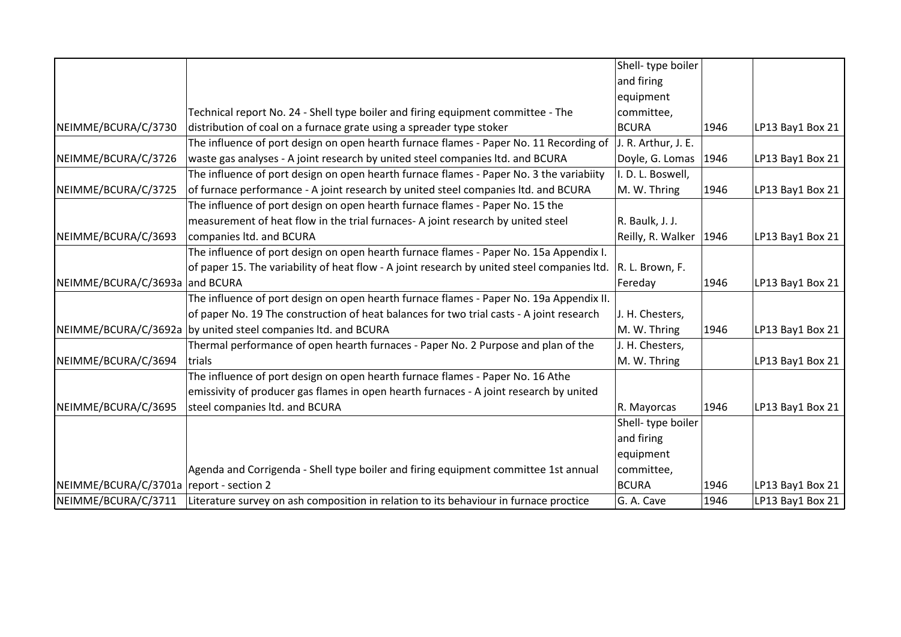| | | | | |
|---|---|---|---|---|
| NEIMME/BCURA/C/3730 | Technical report No. 24 - Shell type boiler and firing equipment committee - The distribution of coal on a furnace grate using a spreader type stoker | Shell- type boiler and firing equipment committee, BCURA | 1946 | LP13 Bay1 Box 21 |
| NEIMME/BCURA/C/3726 | The influence of port design on open hearth furnace flames - Paper No. 11 Recording of waste gas analyses - A joint research by united steel companies ltd. and BCURA | J. R. Arthur, J. E. Doyle, G. Lomas | 1946 | LP13 Bay1 Box 21 |
| NEIMME/BCURA/C/3725 | The influence of port design on open hearth furnace flames - Paper No. 3 the variabiity of furnace performance - A joint research by united steel companies ltd. and BCURA | I. D. L. Boswell, M. W. Thring | 1946 | LP13 Bay1 Box 21 |
| NEIMME/BCURA/C/3693 | The influence of port design on open hearth furnace flames - Paper No. 15 the measurement of heat flow in the trial furnaces- A joint research by united steel companies ltd. and BCURA | R. Baulk, J. J. Reilly, R. Walker | 1946 | LP13 Bay1 Box 21 |
| NEIMME/BCURA/C/3693a | The influence of port design on open hearth furnace flames - Paper No. 15a Appendix I. of paper 15. The variability of heat flow - A joint research by united steel companies ltd. and BCURA | R. L. Brown, F. Fereday | 1946 | LP13 Bay1 Box 21 |
| NEIMME/BCURA/C/3692a | The influence of port design on open hearth furnace flames - Paper No. 19a Appendix II. of paper No. 19 The construction of heat balances for two trial casts - A joint research by united steel companies ltd. and BCURA | J. H. Chesters, M. W. Thring | 1946 | LP13 Bay1 Box 21 |
| NEIMME/BCURA/C/3694 | Thermal performance of open hearth furnaces - Paper No. 2 Purpose and plan of the trials | J. H. Chesters, M. W. Thring | | LP13 Bay1 Box 21 |
| NEIMME/BCURA/C/3695 | The influence of port design on open hearth furnace flames - Paper No. 16 Athe emissivity of producer gas flames in open hearth furnaces - A joint research by united steel companies ltd. and BCURA | R. Mayorcas | 1946 | LP13 Bay1 Box 21 |
| NEIMME/BCURA/C/3701a | Agenda and Corrigenda - Shell type boiler and firing equipment committee 1st annual report - section 2 | Shell- type boiler and firing equipment committee, BCURA | 1946 | LP13 Bay1 Box 21 |
| NEIMME/BCURA/C/3711 | Literature survey on ash composition in relation to its behaviour in furnace proctice | G. A. Cave | 1946 | LP13 Bay1 Box 21 |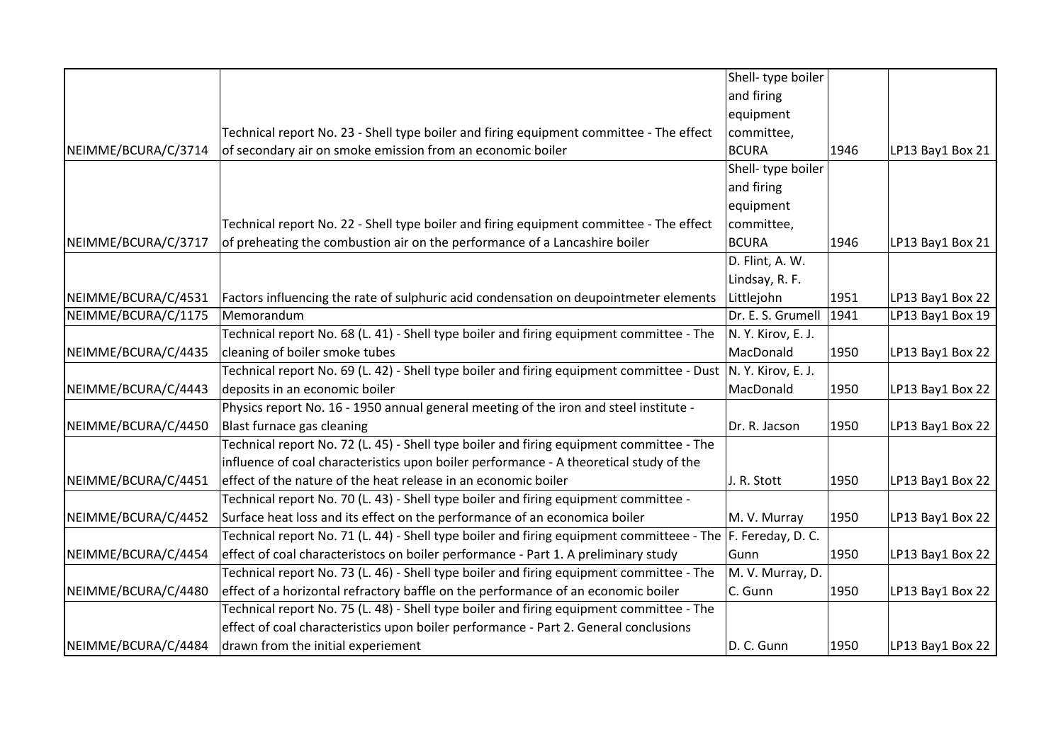| | | | | |
|---|---|---|---|---|
| NEIMME/BCURA/C/3714 | Technical report No. 23 - Shell type boiler and firing equipment committee - The effect of secondary air on smoke emission from an economic boiler | Shell- type boiler and firing equipment committee, BCURA | 1946 | LP13 Bay1 Box 21 |
| NEIMME/BCURA/C/3717 | Technical report No. 22 - Shell type boiler and firing equipment committee - The effect of preheating the combustion air on the performance of a Lancashire boiler | Shell- type boiler and firing equipment committee, BCURA | 1946 | LP13 Bay1 Box 21 |
| NEIMME/BCURA/C/4531 | Factors influencing the rate of sulphuric acid condensation on deupointmeter elements | D. Flint, A. W. Lindsay, R. F. Littlejohn | 1951 | LP13 Bay1 Box 22 |
| NEIMME/BCURA/C/1175 | Memorandum | Dr. E. S. Grumell | 1941 | LP13 Bay1 Box 19 |
| NEIMME/BCURA/C/4435 | Technical report No. 68 (L. 41) - Shell type boiler and firing equipment committee - The cleaning of boiler smoke tubes | N. Y. Kirov, E. J. MacDonald | 1950 | LP13 Bay1 Box 22 |
| NEIMME/BCURA/C/4443 | Technical report No. 69 (L. 42) - Shell type boiler and firing equipment committee - Dust deposits in an economic boiler | N. Y. Kirov, E. J. MacDonald | 1950 | LP13 Bay1 Box 22 |
| NEIMME/BCURA/C/4450 | Physics report No. 16 - 1950 annual general meeting of the iron and steel institute - Blast furnace gas cleaning | Dr. R. Jacson | 1950 | LP13 Bay1 Box 22 |
| NEIMME/BCURA/C/4451 | Technical report No. 72 (L. 45) - Shell type boiler and firing equipment committee - The influence of coal characteristics upon boiler performance - A theoretical study of the effect of the nature of the heat release in an economic boiler | J. R. Stott | 1950 | LP13 Bay1 Box 22 |
| NEIMME/BCURA/C/4452 | Technical report No. 70 (L. 43) - Shell type boiler and firing equipment committee - Surface heat loss and its effect on the performance of an economica boiler | M. V. Murray | 1950 | LP13 Bay1 Box 22 |
| NEIMME/BCURA/C/4454 | Technical report No. 71 (L. 44) - Shell type boiler and firing equipment committeee - The effect of coal characteristocs on boiler performance - Part 1. A preliminary study | F. Fereday, D. C. Gunn | 1950 | LP13 Bay1 Box 22 |
| NEIMME/BCURA/C/4480 | Technical report No. 73 (L. 46) - Shell type boiler and firing equipment committee - The effect of a horizontal refractory baffle on the performance of an economic boiler | M. V. Murray, D. C. Gunn | 1950 | LP13 Bay1 Box 22 |
| NEIMME/BCURA/C/4484 | Technical report No. 75 (L. 48) - Shell type boiler and firing equipment committee - The effect of coal characteristics upon boiler performance - Part 2. General conclusions drawn from the initial experiement | D. C. Gunn | 1950 | LP13 Bay1 Box 22 |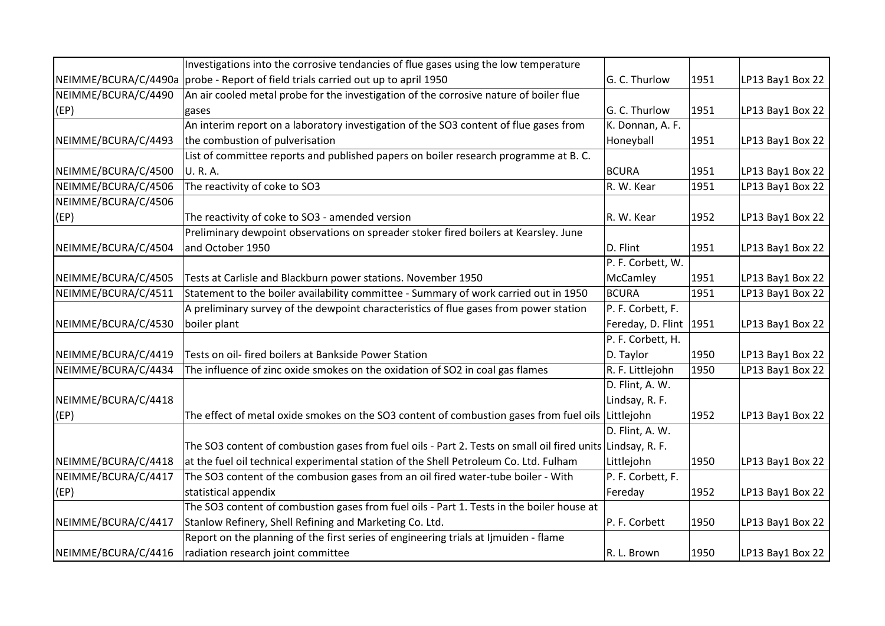| | | | | |
|---|---|---|---|---|
| NEIMME/BCURA/C/4490a | Investigations into the corrosive tendancies of flue gases using the low temperature probe - Report of field trials carried out up to april 1950 | G. C. Thurlow | 1951 | LP13 Bay1 Box 22 |
| NEIMME/BCURA/C/4490 (EP) | An air cooled metal probe for the investigation of the corrosive nature of boiler flue gases | G. C. Thurlow | 1951 | LP13 Bay1 Box 22 |
| NEIMME/BCURA/C/4493 | An interim report on a laboratory investigation of the $SO_3$ content of flue gases from the combustion of pulverisation | K. Donnan, A. F. Honeyball | 1951 | LP13 Bay1 Box 22 |
| NEIMME/BCURA/C/4500 | List of committee reports and published papers on boiler research programme at B. C. U. R. A. | BCURA | 1951 | LP13 Bay1 Box 22 |
| NEIMME/BCURA/C/4506 | The reactivity of coke to $SO_3$ | R. W. Kear | 1951 | LP13 Bay1 Box 22 |
| NEIMME/BCURA/C/4506 (EP) | The reactivity of coke to $SO_3$ - amended version | R. W. Kear | 1952 | LP13 Bay1 Box 22 |
| NEIMME/BCURA/C/4504 | Preliminary dewpoint observations on spreader stoker fired boilers at Kearsley. June and October 1950 | D. Flint | 1951 | LP13 Bay1 Box 22 |
| NEIMME/BCURA/C/4505 | Tests at Carlisle and Blackburn power stations. November 1950 | P. F. Corbett, W. McCamley | 1951 | LP13 Bay1 Box 22 |
| NEIMME/BCURA/C/4511 | Statement to the boiler availability committee - Summary of work carried out in 1950 | BCURA | 1951 | LP13 Bay1 Box 22 |
| NEIMME/BCURA/C/4530 | A preliminary survey of the dewpoint characteristics of flue gases from power station boiler plant | P. F. Corbett, F. Fereday, D. Flint | 1951 | LP13 Bay1 Box 22 |
| NEIMME/BCURA/C/4419 | Tests on oil- fired boilers at Bankside Power Station | P. F. Corbett, H. D. Taylor | 1950 | LP13 Bay1 Box 22 |
| NEIMME/BCURA/C/4434 | The influence of zinc oxide smokes on the oxidation of $SO_2$ in coal gas flames | R. F. Littlejohn | 1950 | LP13 Bay1 Box 22 |
| NEIMME/BCURA/C/4418 (EP) | The effect of metal oxide smokes on the $SO_3$ content of combustion gases from fuel oils | D. Flint, A. W. Lindsay, R. F. Littlejohn | 1952 | LP13 Bay1 Box 22 |
| NEIMME/BCURA/C/4418 | The $SO_3$ content of combustion gases from fuel oils - Part 2. Tests on small oil fired units at the fuel oil technical experimental station of the Shell Petroleum Co. Ltd. Fulham | D. Flint, A. W. Lindsay, R. F. Littlejohn | 1950 | LP13 Bay1 Box 22 |
| NEIMME/BCURA/C/4417 (EP) | The $SO_3$ content of the combusion gases from an oil fired water-tube boiler - With statistical appendix | P. F. Corbett, F. Fereday | 1952 | LP13 Bay1 Box 22 |
| NEIMME/BCURA/C/4417 | The $SO_3$ content of combustion gases from fuel oils - Part 1. Tests in the boiler house at Stanlow Refinery, Shell Refining and Marketing Co. Ltd. | P. F. Corbett | 1950 | LP13 Bay1 Box 22 |
| NEIMME/BCURA/C/4416 | Report on the planning of the first series of engineering trials at Ijmuiden - flame radiation research joint committee | R. L. Brown | 1950 | LP13 Bay1 Box 22 |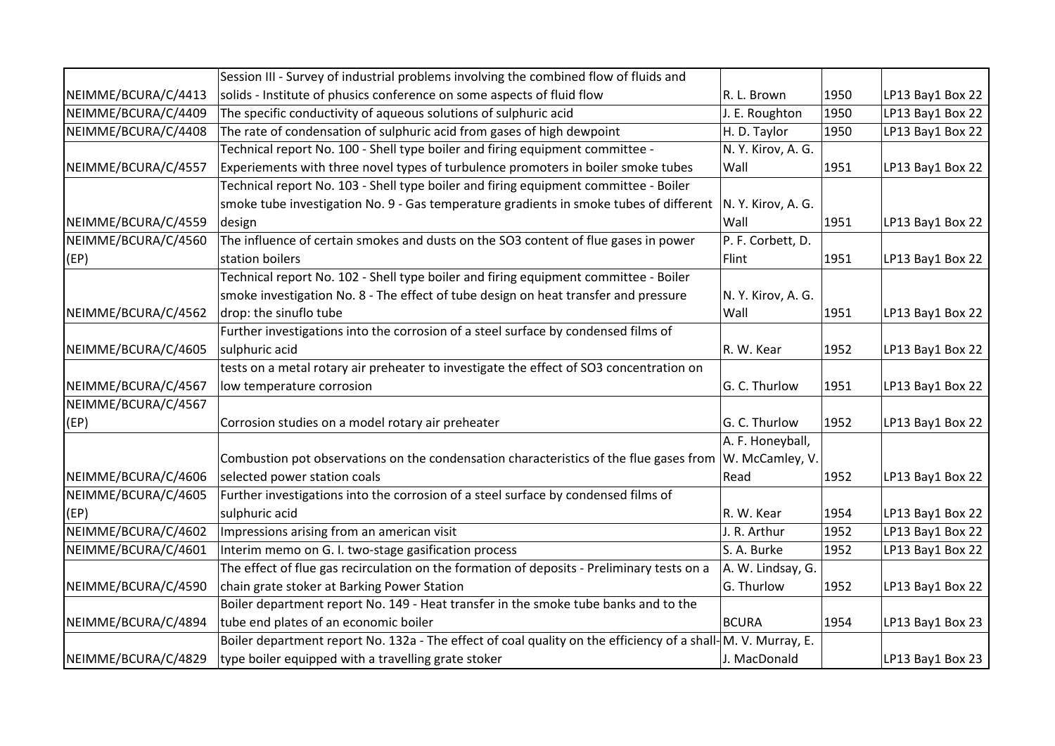| | | | | |
|---|---|---|---|---|
| NEIMME/BCURA/C/4413 | Session III - Survey of industrial problems involving the combined flow of fluids and solids - Institute of phusics conference on some aspects of fluid flow | R. L. Brown | 1950 | LP13 Bay1 Box 22 |
| NEIMME/BCURA/C/4409 | The specific conductivity of aqueous solutions of sulphuric acid | J. E. Roughton | 1950 | LP13 Bay1 Box 22 |
| NEIMME/BCURA/C/4408 | The rate of condensation of sulphuric acid from gases of high dewpoint | H. D. Taylor | 1950 | LP13 Bay1 Box 22 |
| NEIMME/BCURA/C/4557 | Technical report No. 100 - Shell type boiler and firing equipment committee - Experiements with three novel types of turbulence promoters in boiler smoke tubes | N. Y. Kirov, A. G. Wall | 1951 | LP13 Bay1 Box 22 |
| NEIMME/BCURA/C/4559 | Technical report No. 103 - Shell type boiler and firing equipment committee - Boiler smoke tube investigation No. 9 - Gas temperature gradients in smoke tubes of different design | N. Y. Kirov, A. G. Wall | 1951 | LP13 Bay1 Box 22 |
| NEIMME/BCURA/C/4560 (EP) | The influence of certain smokes and dusts on the SO3 content of flue gases in power station boilers | P. F. Corbett, D. Flint | 1951 | LP13 Bay1 Box 22 |
| NEIMME/BCURA/C/4562 | Technical report No. 102 - Shell type boiler and firing equipment committee - Boiler smoke investigation No. 8 - The effect of tube design on heat transfer and pressure drop: the sinuflo tube | N. Y. Kirov, A. G. Wall | 1951 | LP13 Bay1 Box 22 |
| NEIMME/BCURA/C/4605 | Further investigations into the corrosion of a steel surface by condensed films of sulphuric acid | R. W. Kear | 1952 | LP13 Bay1 Box 22 |
| NEIMME/BCURA/C/4567 | tests on a metal rotary air preheater to investigate the effect of SO3 concentration on low temperature corrosion | G. C. Thurlow | 1951 | LP13 Bay1 Box 22 |
| NEIMME/BCURA/C/4567 (EP) | Corrosion studies on a model rotary air preheater | G. C. Thurlow | 1952 | LP13 Bay1 Box 22 |
| NEIMME/BCURA/C/4606 | Combustion pot observations on the condensation characteristics of the flue gases from selected power station coals | A. F. Honeyball, W. McCamley, V. Read | 1952 | LP13 Bay1 Box 22 |
| NEIMME/BCURA/C/4605 (EP) | Further investigations into the corrosion of a steel surface by condensed films of sulphuric acid | R. W. Kear | 1954 | LP13 Bay1 Box 22 |
| NEIMME/BCURA/C/4602 | Impressions arising from an american visit | J. R. Arthur | 1952 | LP13 Bay1 Box 22 |
| NEIMME/BCURA/C/4601 | Interim memo on G. I. two-stage gasification process | S. A. Burke | 1952 | LP13 Bay1 Box 22 |
| NEIMME/BCURA/C/4590 | The effect of flue gas recirculation on the formation of deposits - Preliminary tests on a chain grate stoker at Barking Power Station | A. W. Lindsay, G. G. Thurlow | 1952 | LP13 Bay1 Box 22 |
| NEIMME/BCURA/C/4894 | Boiler department report No. 149 - Heat transfer in the smoke tube banks and to the tube end plates of an economic boiler | BCURA | 1954 | LP13 Bay1 Box 23 |
| NEIMME/BCURA/C/4829 | Boiler department report No. 132a - The effect of coal quality on the efficiency of a shell-type boiler equipped with a travelling grate stoker | M. V. Murray, E. J. MacDonald | | LP13 Bay1 Box 23 |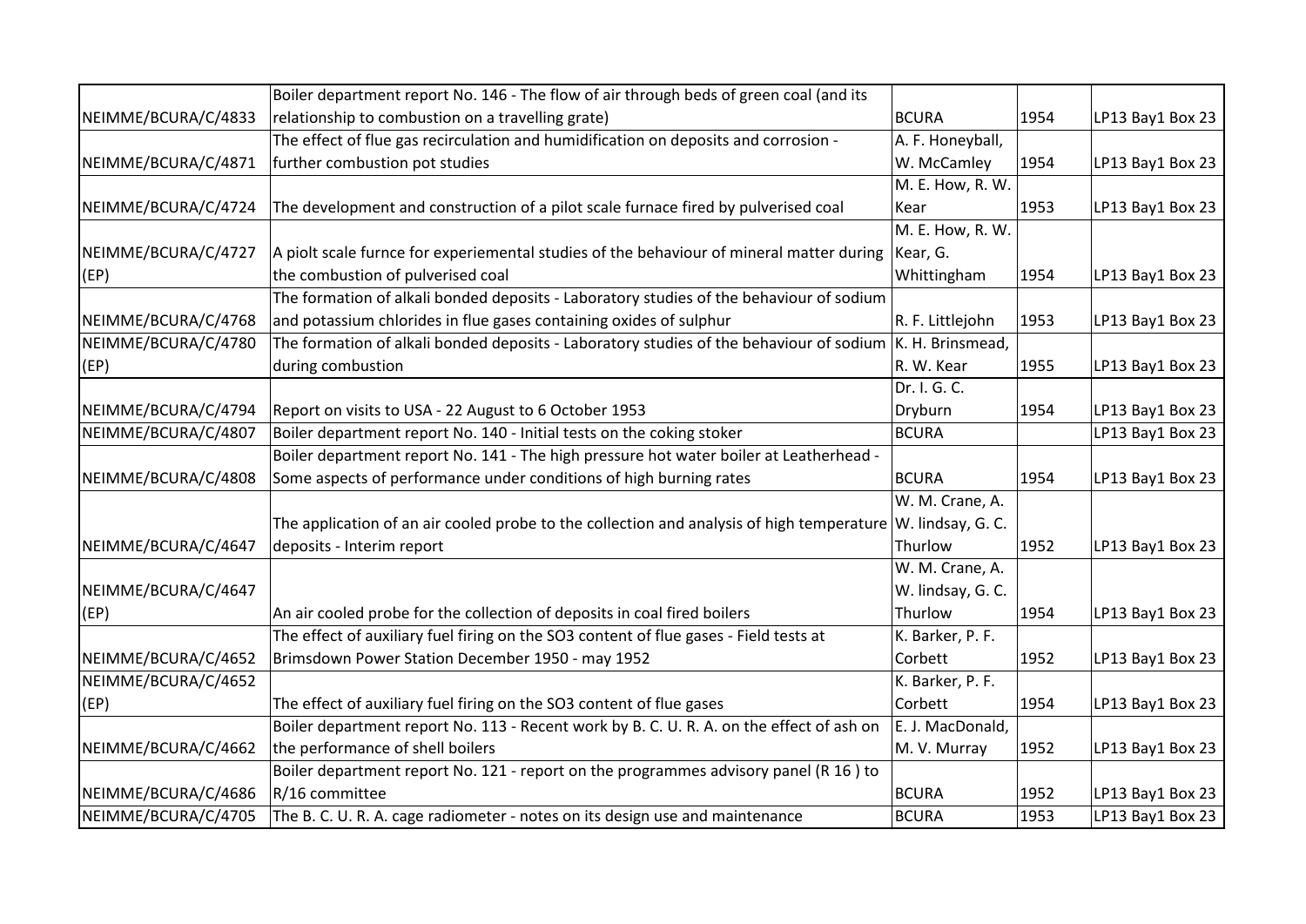| | | | | |
|---|---|---|---|---|
| NEIMME/BCURA/C/4833 | Boiler department report No. 146 - The flow of air through beds of green coal (and its relationship to combustion on a travelling grate) | BCURA | 1954 | LP13 Bay1 Box 23 |
| NEIMME/BCURA/C/4871 | The effect of flue gas recirculation and humidification on deposits and corrosion - further combustion pot studies | A. F. Honeyball, W. McCamley | 1954 | LP13 Bay1 Box 23 |
| NEIMME/BCURA/C/4724 | The development and construction of a pilot scale furnace fired by pulverised coal | M. E. How, R. W. Kear | 1953 | LP13 Bay1 Box 23 |
| NEIMME/BCURA/C/4727 (EP) | A piolt scale furnce for experiemental studies of the behaviour of mineral matter during the combustion of pulverised coal | M. E. How, R. W. Kear, G. Whittingham | 1954 | LP13 Bay1 Box 23 |
| NEIMME/BCURA/C/4768 | The formation of alkali bonded deposits - Laboratory studies of the behaviour of sodium and potassium chlorides in flue gases containing oxides of sulphur | R. F. Littlejohn | 1953 | LP13 Bay1 Box 23 |
| NEIMME/BCURA/C/4780 (EP) | The formation of alkali bonded deposits - Laboratory studies of the behaviour of sodium during combustion | K. H. Brinsmead, R. W. Kear | 1955 | LP13 Bay1 Box 23 |
| NEIMME/BCURA/C/4794 | Report on visits to USA - 22 August to 6 October 1953 | Dr. I. G. C. Dryburn | 1954 | LP13 Bay1 Box 23 |
| NEIMME/BCURA/C/4807 | Boiler department report No. 140 - Initial tests on the coking stoker | BCURA | | LP13 Bay1 Box 23 |
| NEIMME/BCURA/C/4808 | Boiler department report No. 141 - The high pressure hot water boiler at Leatherhead - Some aspects of performance under conditions of high burning rates | BCURA | 1954 | LP13 Bay1 Box 23 |
| NEIMME/BCURA/C/4647 | The application of an air cooled probe to the collection and analysis of high temperature deposits - Interim report | W. M. Crane, A. W. lindsay, G. C. Thurlow | 1952 | LP13 Bay1 Box 23 |
| NEIMME/BCURA/C/4647 (EP) | An air cooled probe for the collection of deposits in coal fired boilers | W. M. Crane, A. W. lindsay, G. C. Thurlow | 1954 | LP13 Bay1 Box 23 |
| NEIMME/BCURA/C/4652 | The effect of auxiliary fuel firing on the SO3 content of flue gases - Field tests at Brimsdown Power Station December 1950 - may 1952 | K. Barker, P. F. Corbett | 1952 | LP13 Bay1 Box 23 |
| NEIMME/BCURA/C/4652 (EP) | The effect of auxiliary fuel firing on the SO3 content of flue gases | K. Barker, P. F. Corbett | 1954 | LP13 Bay1 Box 23 |
| NEIMME/BCURA/C/4662 | Boiler department report No. 113 - Recent work by B. C. U. R. A. on the effect of ash on the performance of shell boilers | E. J. MacDonald, M. V. Murray | 1952 | LP13 Bay1 Box 23 |
| NEIMME/BCURA/C/4686 | Boiler department report No. 121 - report on the programmes advisory panel (R 16 ) to R/16 committee | BCURA | 1952 | LP13 Bay1 Box 23 |
| NEIMME/BCURA/C/4705 | The B. C. U. R. A. cage radiometer - notes on its design use and maintenance | BCURA | 1953 | LP13 Bay1 Box 23 |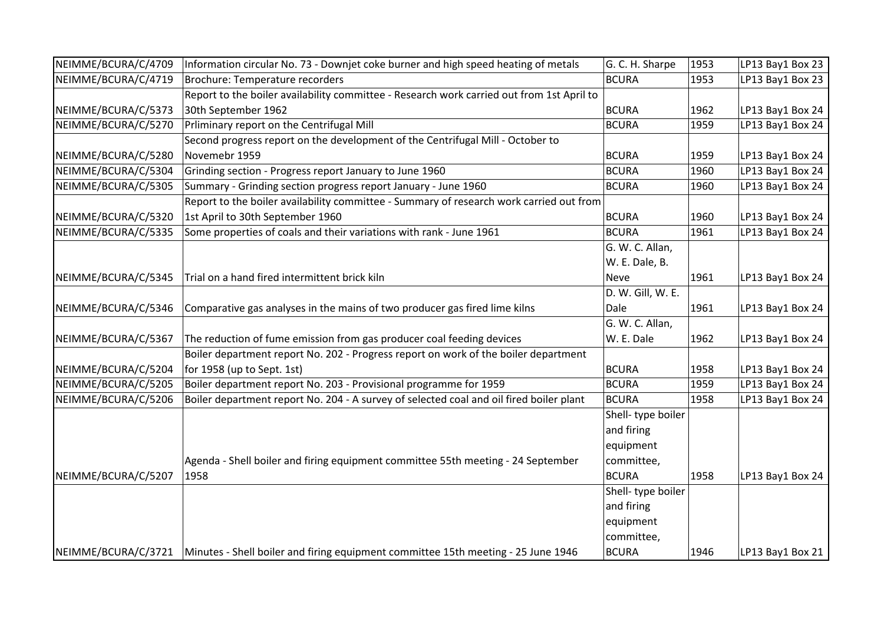| NEIMME/BCURA/C/4709 | Information circular No. 73 - Downjet coke burner and high speed heating of metals | G. C. H. Sharpe | 1953 | LP13 Bay1 Box 23 |
|---|---|---|---|---|
| NEIMME/BCURA/C/4719 | Brochure: Temperature recorders | BCURA | 1953 | LP13 Bay1 Box 23 |
| NEIMME/BCURA/C/5373 | Report to the boiler availability committee - Research work carried out from 1st April to 30th September 1962 | BCURA | 1962 | LP13 Bay1 Box 24 |
| NEIMME/BCURA/C/5270 | Prliminary report on the Centrifugal Mill | BCURA | 1959 | LP13 Bay1 Box 24 |
| NEIMME/BCURA/C/5280 | Second progress report on the development of the Centrifugal Mill - October to Novemebr 1959 | BCURA | 1959 | LP13 Bay1 Box 24 |
| NEIMME/BCURA/C/5304 | Grinding section - Progress report January to June 1960 | BCURA | 1960 | LP13 Bay1 Box 24 |
| NEIMME/BCURA/C/5305 | Summary - Grinding section progress report January - June 1960 | BCURA | 1960 | LP13 Bay1 Box 24 |
| NEIMME/BCURA/C/5320 | Report to the boiler availability committee - Summary of research work carried out from 1st April to 30th September 1960 | BCURA | 1960 | LP13 Bay1 Box 24 |
| NEIMME/BCURA/C/5335 | Some properties of coals and their variations with rank - June 1961 | BCURA | 1961 | LP13 Bay1 Box 24 |
| NEIMME/BCURA/C/5345 | Trial on a hand fired intermittent brick kiln | G. W. C. Allan, W. E. Dale, B. Neve | 1961 | LP13 Bay1 Box 24 |
| NEIMME/BCURA/C/5346 | Comparative gas analyses in the mains of two producer gas fired lime kilns | D. W. Gill, W. E. Dale | 1961 | LP13 Bay1 Box 24 |
| NEIMME/BCURA/C/5367 | The reduction of fume emission from gas producer coal feeding devices | G. W. C. Allan, W. E. Dale | 1962 | LP13 Bay1 Box 24 |
| NEIMME/BCURA/C/5204 | Boiler department report No. 202 - Progress report on work of the boiler department for 1958 (up to Sept. 1st) | BCURA | 1958 | LP13 Bay1 Box 24 |
| NEIMME/BCURA/C/5205 | Boiler department report No. 203 - Provisional programme for 1959 | BCURA | 1959 | LP13 Bay1 Box 24 |
| NEIMME/BCURA/C/5206 | Boiler department report No. 204 - A survey of selected coal and oil fired boiler plant | BCURA | 1958 | LP13 Bay1 Box 24 |
| NEIMME/BCURA/C/5207 | Agenda - Shell boiler and firing equipment committee 55th meeting - 24 September 1958 | Shell- type boiler and firing equipment committee, BCURA | 1958 | LP13 Bay1 Box 24 |
| NEIMME/BCURA/C/3721 | Minutes - Shell boiler and firing equipment committee 15th meeting - 25 June 1946 | Shell- type boiler and firing equipment committee, BCURA | 1946 | LP13 Bay1 Box 21 |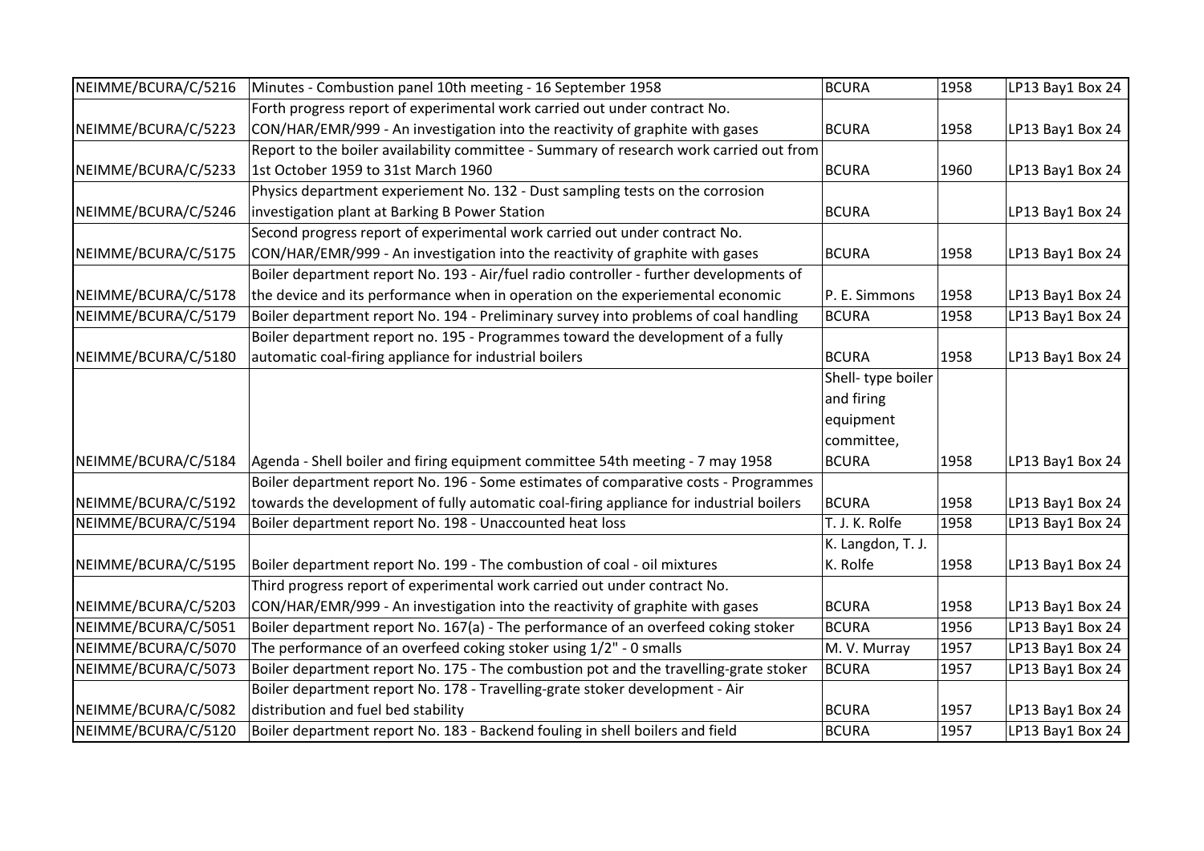| NEIMME/BCURA/C/5216 | Minutes - Combustion panel 10th meeting - 16 September 1958 | BCURA | 1958 | LP13 Bay1 Box 24 |
|---|---|---|---|---|
| NEIMME/BCURA/C/5223 | Forth progress report of experimental work carried out under contract No. CON/HAR/EMR/999 - An investigation into the reactivity of graphite with gases | BCURA | 1958 | LP13 Bay1 Box 24 |
| NEIMME/BCURA/C/5233 | Report to the boiler availability committee - Summary of research work carried out from 1st October 1959 to 31st March 1960 | BCURA | 1960 | LP13 Bay1 Box 24 |
| NEIMME/BCURA/C/5246 | Physics department experiement No. 132 - Dust sampling tests on the corrosion investigation plant at Barking B Power Station | BCURA | | LP13 Bay1 Box 24 |
| NEIMME/BCURA/C/5175 | Second progress report of experimental work carried out under contract No. CON/HAR/EMR/999 - An investigation into the reactivity of graphite with gases | BCURA | 1958 | LP13 Bay1 Box 24 |
| NEIMME/BCURA/C/5178 | Boiler department report No. 193 - Air/fuel radio controller - further developments of the device and its performance when in operation on the experimental economic | P. E. Simmons | 1958 | LP13 Bay1 Box 24 |
| NEIMME/BCURA/C/5179 | Boiler department report No. 194 - Preliminary survey into problems of coal handling | BCURA | 1958 | LP13 Bay1 Box 24 |
| NEIMME/BCURA/C/5180 | Boiler department report no. 195 - Programmes toward the development of a fully automatic coal-firing appliance for industrial boilers | BCURA | 1958 | LP13 Bay1 Box 24 |
| NEIMME/BCURA/C/5184 | Agenda - Shell boiler and firing equipment committee 54th meeting - 7 may 1958 | Shell- type boiler and firing equipment committee, BCURA | 1958 | LP13 Bay1 Box 24 |
| NEIMME/BCURA/C/5192 | Boiler department report No. 196 - Some estimates of comparative costs - Programmes towards the development of fully automatic coal-firing appliance for industrial boilers | BCURA | 1958 | LP13 Bay1 Box 24 |
| NEIMME/BCURA/C/5194 | Boiler department report No. 198 - Unaccounted heat loss | T. J. K. Rolfe | 1958 | LP13 Bay1 Box 24 |
| NEIMME/BCURA/C/5195 | Boiler department report No. 199 - The combustion of coal - oil mixtures | K. Langdon, T. J. K. Rolfe | 1958 | LP13 Bay1 Box 24 |
| NEIMME/BCURA/C/5203 | Third progress report of experimental work carried out under contract No. CON/HAR/EMR/999 - An investigation into the reactivity of graphite with gases | BCURA | 1958 | LP13 Bay1 Box 24 |
| NEIMME/BCURA/C/5051 | Boiler department report No. 167(a) - The performance of an overfeed coking stoker | BCURA | 1956 | LP13 Bay1 Box 24 |
| NEIMME/BCURA/C/5070 | The performance of an overfeed coking stoker using 1/2" - 0 smalls | M. V. Murray | 1957 | LP13 Bay1 Box 24 |
| NEIMME/BCURA/C/5073 | Boiler department report No. 175 - The combustion pot and the travelling-grate stoker | BCURA | 1957 | LP13 Bay1 Box 24 |
| NEIMME/BCURA/C/5082 | Boiler department report No. 178 - Travelling-grate stoker development - Air distribution and fuel bed stability | BCURA | 1957 | LP13 Bay1 Box 24 |
| NEIMME/BCURA/C/5120 | Boiler department report No. 183 - Backend fouling in shell boilers and field | BCURA | 1957 | LP13 Bay1 Box 24 |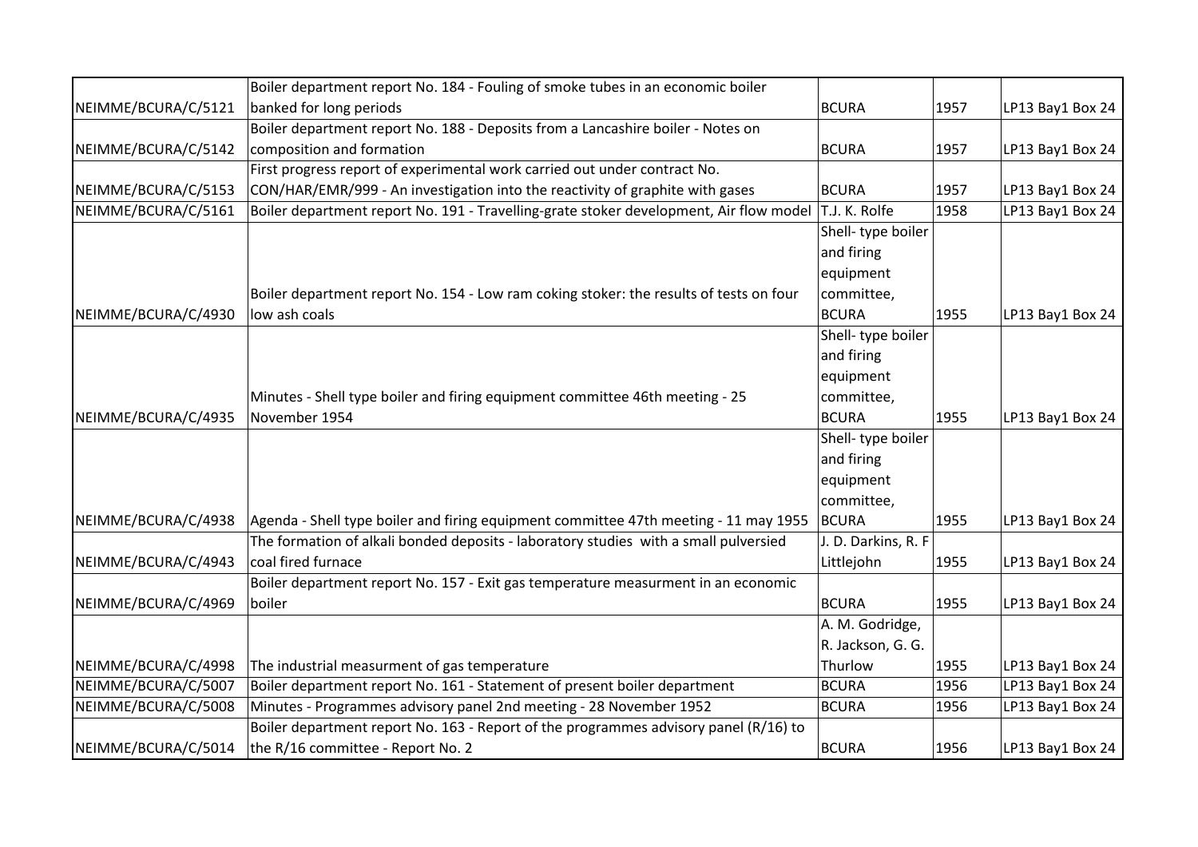| | | | | |
|---|---|---|---|---|
| NEIMME/BCURA/C/5121 | Boiler department report No. 184 - Fouling of smoke tubes in an economic boiler banked for long periods | BCURA | 1957 | LP13 Bay1 Box 24 |
| NEIMME/BCURA/C/5142 | Boiler department report No. 188 - Deposits from a Lancashire boiler - Notes on composition and formation | BCURA | 1957 | LP13 Bay1 Box 24 |
| NEIMME/BCURA/C/5153 | First progress report of experimental work carried out under contract No. CON/HAR/EMR/999 - An investigation into the reactivity of graphite with gases | BCURA | 1957 | LP13 Bay1 Box 24 |
| NEIMME/BCURA/C/5161 | Boiler department report No. 191 - Travelling-grate stoker development, Air flow model | T.J. K. Rolfe | 1958 | LP13 Bay1 Box 24 |
| NEIMME/BCURA/C/4930 | Boiler department report No. 154 - Low ram coking stoker: the results of tests on four low ash coals | Shell- type boiler and firing equipment committee, BCURA | 1955 | LP13 Bay1 Box 24 |
| NEIMME/BCURA/C/4935 | Minutes - Shell type boiler and firing equipment committee 46th meeting - 25 November 1954 | Shell- type boiler and firing equipment committee, BCURA | 1955 | LP13 Bay1 Box 24 |
| NEIMME/BCURA/C/4938 | Agenda - Shell type boiler and firing equipment committee 47th meeting - 11 may 1955 | Shell- type boiler and firing equipment committee, BCURA | 1955 | LP13 Bay1 Box 24 |
| NEIMME/BCURA/C/4943 | The formation of alkali bonded deposits - laboratory studies with a small pulversied coal fired furnace | J. D. Darkins, R. F Littlejohn | 1955 | LP13 Bay1 Box 24 |
| NEIMME/BCURA/C/4969 | Boiler department report No. 157 - Exit gas temperature measurment in an economic boiler | BCURA | 1955 | LP13 Bay1 Box 24 |
| NEIMME/BCURA/C/4998 | The industrial measurment of gas temperature | A. M. Godridge, R. Jackson, G. G. Thurlow | 1955 | LP13 Bay1 Box 24 |
| NEIMME/BCURA/C/5007 | Boiler department report No. 161 - Statement of present boiler department | BCURA | 1956 | LP13 Bay1 Box 24 |
| NEIMME/BCURA/C/5008 | Minutes - Programmes advisory panel 2nd meeting - 28 November 1952 | BCURA | 1956 | LP13 Bay1 Box 24 |
| NEIMME/BCURA/C/5014 | Boiler department report No. 163 - Report of the programmes advisory panel (R/16) to the R/16 committee - Report No. 2 | BCURA | 1956 | LP13 Bay1 Box 24 |